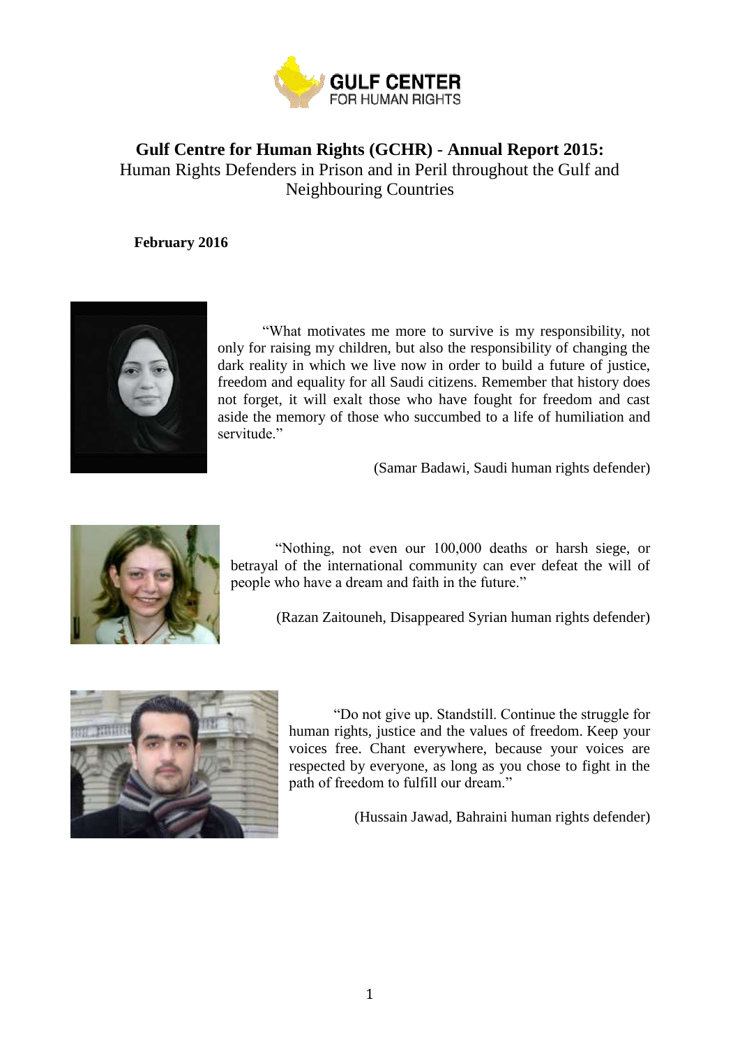GULF CENTER FOR HUMAN RIGHTS

# Gulf Centre for Human Rights (GCHR) - Annual Report 2015:

## Human Rights Defenders in Prison and in Peril throughout the Gulf and Neighbouring Countries

**February 2016**

"What motivates me more to survive is my responsibility, not only for raising my children, but also the responsibility of changing the dark reality in which we live now in order to build a future of justice, freedom and equality for all Saudi citizens. Remember that history does not forget, it will exalt those who have fought for freedom and cast aside the memory of those who succumbed to a life of humiliation and servitude."

(Samar Badawi, Saudi human rights defender)

"Nothing, not even our 100,000 deaths or harsh siege, or betrayal of the international community can ever defeat the will of people who have a dream and faith in the future."

(Razan Zaitouneh, Disappeared Syrian human rights defender)

"Do not give up. Standstill. Continue the struggle for human rights, justice and the values of freedom. Keep your voices free. Chant everywhere, because your voices are respected by everyone, as long as you chose to fight in the path of freedom to fulfill our dream."

(Hussain Jawad, Bahraini human rights defender)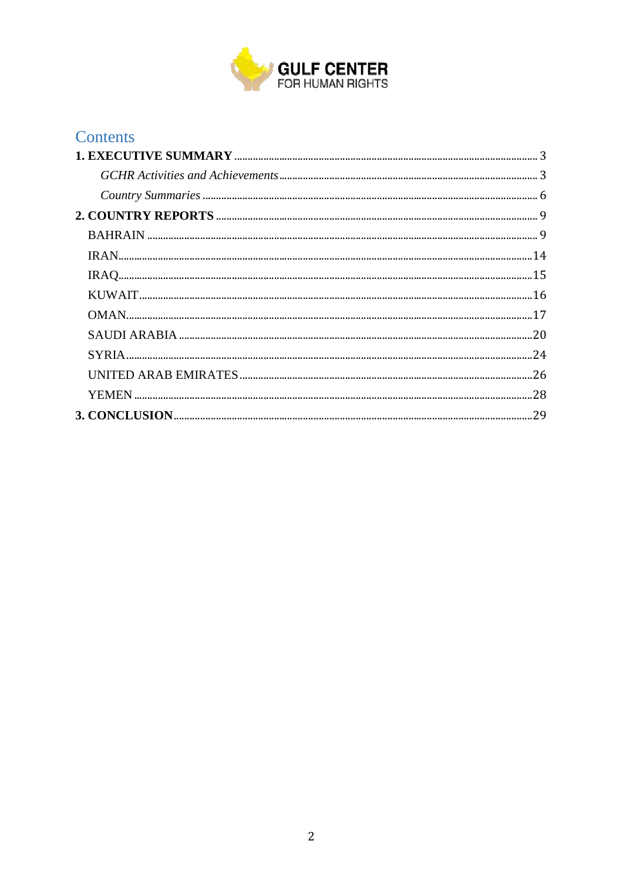GULF CENTER
FOR HUMAN RIGHTS

# Contents

**1. EXECUTIVE SUMMARY** ........ 3

*GCHR Activities and Achievements* ........ 3

*Country Summaries* ........ 6

**2. COUNTRY REPORTS** ........ 9

BAHRAIN ........ 9

IRAN ........ 14

IRAQ ........ 15

KUWAIT ........ 16

OMAN ........ 17

SAUDI ARABIA ........ 20

SYRIA ........ 24

UNITED ARAB EMIRATES ........ 26

YEMEN ........ 28

**3. CONCLUSION** ........ 29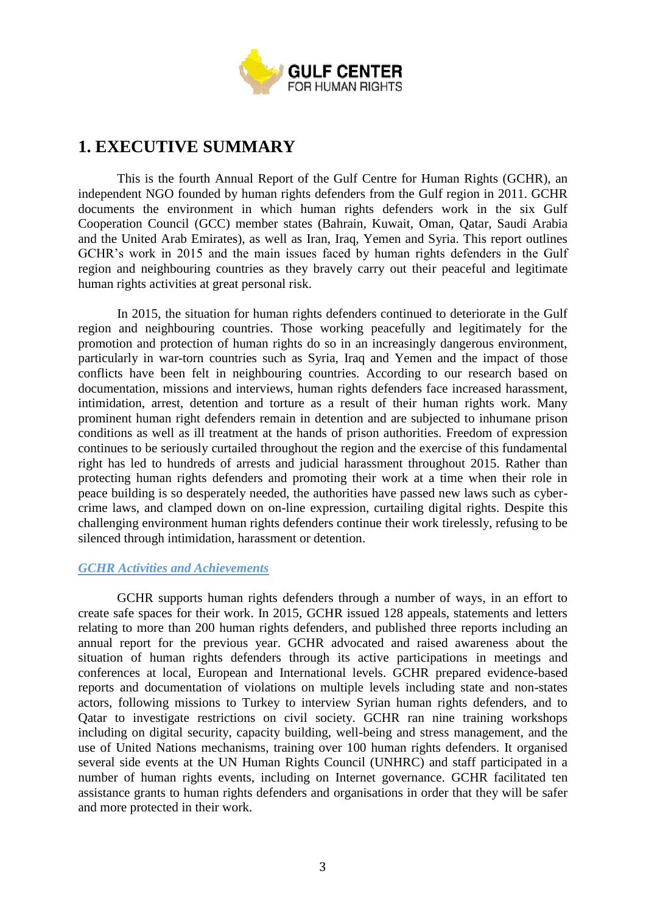# 1. EXECUTIVE SUMMARY

This is the fourth Annual Report of the Gulf Centre for Human Rights (GCHR), an independent NGO founded by human rights defenders from the Gulf region in 2011. GCHR documents the environment in which human rights defenders work in the six Gulf Cooperation Council (GCC) member states (Bahrain, Kuwait, Oman, Qatar, Saudi Arabia and the United Arab Emirates), as well as Iran, Iraq, Yemen and Syria. This report outlines GCHR's work in 2015 and the main issues faced by human rights defenders in the Gulf region and neighbouring countries as they bravely carry out their peaceful and legitimate human rights activities at great personal risk.

In 2015, the situation for human rights defenders continued to deteriorate in the Gulf region and neighbouring countries. Those working peacefully and legitimately for the promotion and protection of human rights do so in an increasingly dangerous environment, particularly in war-torn countries such as Syria, Iraq and Yemen and the impact of those conflicts have been felt in neighbouring countries. According to our research based on documentation, missions and interviews, human rights defenders face increased harassment, intimidation, arrest, detention and torture as a result of their human rights work. Many prominent human right defenders remain in detention and are subjected to inhumane prison conditions as well as ill treatment at the hands of prison authorities. Freedom of expression continues to be seriously curtailed throughout the region and the exercise of this fundamental right has led to hundreds of arrests and judicial harassment throughout 2015. Rather than protecting human rights defenders and promoting their work at a time when their role in peace building is so desperately needed, the authorities have passed new laws such as cyber-crime laws, and clamped down on on-line expression, curtailing digital rights. Despite this challenging environment human rights defenders continue their work tirelessly, refusing to be silenced through intimidation, harassment or detention.

### *GCHR Activities and Achievements*

GCHR supports human rights defenders through a number of ways, in an effort to create safe spaces for their work. In 2015, GCHR issued 128 appeals, statements and letters relating to more than 200 human rights defenders, and published three reports including an annual report for the previous year. GCHR advocated and raised awareness about the situation of human rights defenders through its active participations in meetings and conferences at local, European and International levels. GCHR prepared evidence-based reports and documentation of violations on multiple levels including state and non-states actors, following missions to Turkey to interview Syrian human rights defenders, and to Qatar to investigate restrictions on civil society. GCHR ran nine training workshops including on digital security, capacity building, well-being and stress management, and the use of United Nations mechanisms, training over 100 human rights defenders. It organised several side events at the UN Human Rights Council (UNHRC) and staff participated in a number of human rights events, including on Internet governance. GCHR facilitated ten assistance grants to human rights defenders and organisations in order that they will be safer and more protected in their work.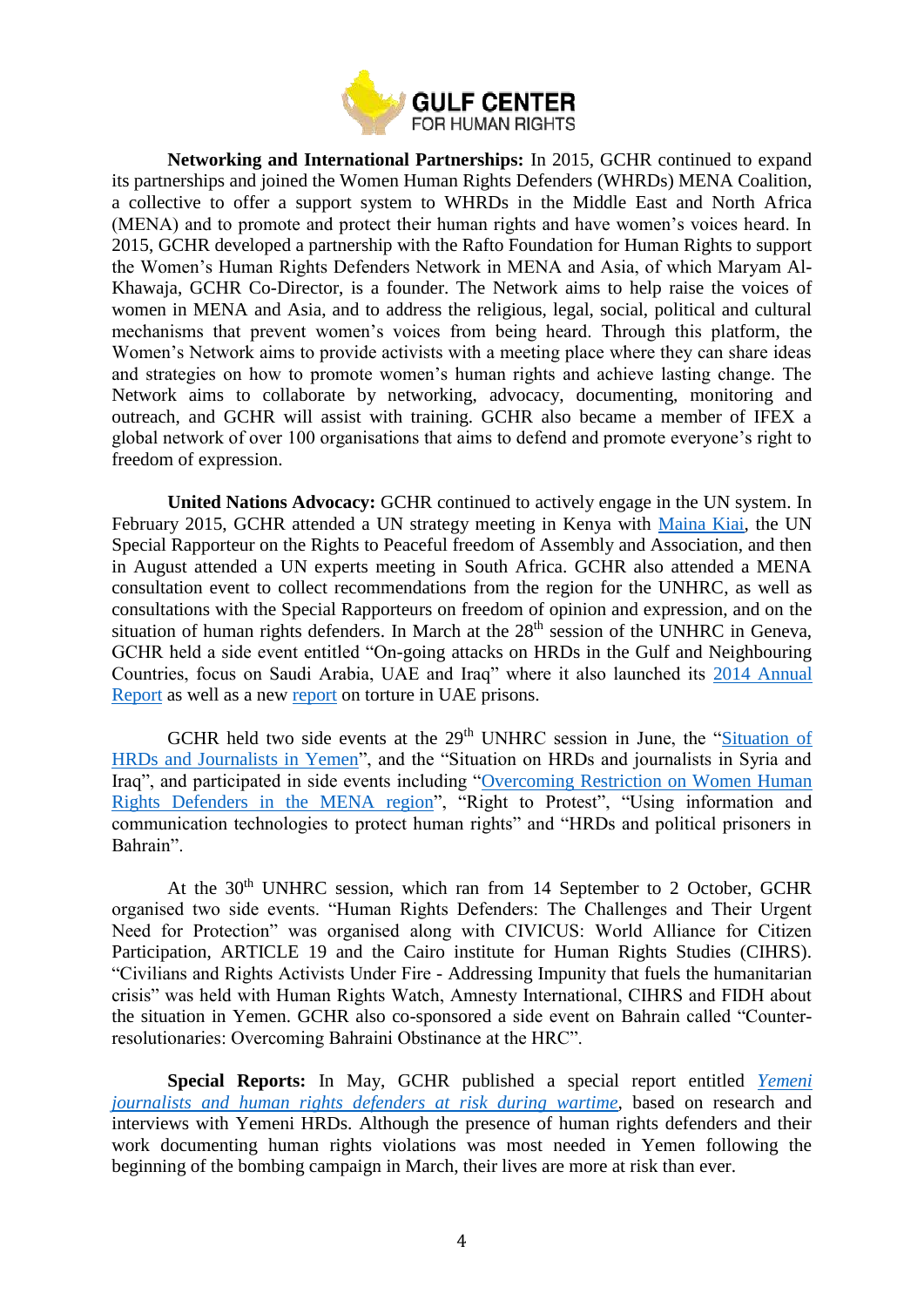**Networking and International Partnerships:** In 2015, GCHR continued to expand its partnerships and joined the Women Human Rights Defenders (WHRDs) MENA Coalition, a collective to offer a support system to WHRDs in the Middle East and North Africa (MENA) and to promote and protect their human rights and have women's voices heard. In 2015, GCHR developed a partnership with the Rafto Foundation for Human Rights to support the Women's Human Rights Defenders Network in MENA and Asia, of which Maryam Al-Khawaja, GCHR Co-Director, is a founder. The Network aims to help raise the voices of women in MENA and Asia, and to address the religious, legal, social, political and cultural mechanisms that prevent women's voices from being heard. Through this platform, the Women's Network aims to provide activists with a meeting place where they can share ideas and strategies on how to promote women's human rights and achieve lasting change. The Network aims to collaborate by networking, advocacy, documenting, monitoring and outreach, and GCHR will assist with training. GCHR also became a member of IFEX a global network of over 100 organisations that aims to defend and promote everyone's right to freedom of expression.

**United Nations Advocacy:** GCHR continued to actively engage in the UN system. In February 2015, GCHR attended a UN strategy meeting in Kenya with Maina Kiai, the UN Special Rapporteur on the Rights to Peaceful freedom of Assembly and Association, and then in August attended a UN experts meeting in South Africa. GCHR also attended a MENA consultation event to collect recommendations from the region for the UNHRC, as well as consultations with the Special Rapporteurs on freedom of opinion and expression, and on the situation of human rights defenders. In March at the 28th session of the UNHRC in Geneva, GCHR held a side event entitled "On-going attacks on HRDs in the Gulf and Neighbouring Countries, focus on Saudi Arabia, UAE and Iraq" where it also launched its 2014 Annual Report as well as a new report on torture in UAE prisons.

GCHR held two side events at the 29th UNHRC session in June, the "Situation of HRDs and Journalists in Yemen", and the "Situation on HRDs and journalists in Syria and Iraq", and participated in side events including "Overcoming Restriction on Women Human Rights Defenders in the MENA region", "Right to Protest", "Using information and communication technologies to protect human rights" and "HRDs and political prisoners in Bahrain".

At the 30th UNHRC session, which ran from 14 September to 2 October, GCHR organised two side events. "Human Rights Defenders: The Challenges and Their Urgent Need for Protection" was organised along with CIVICUS: World Alliance for Citizen Participation, ARTICLE 19 and the Cairo institute for Human Rights Studies (CIHRS). "Civilians and Rights Activists Under Fire - Addressing Impunity that fuels the humanitarian crisis" was held with Human Rights Watch, Amnesty International, CIHRS and FIDH about the situation in Yemen. GCHR also co-sponsored a side event on Bahrain called "Counter-resolutionaries: Overcoming Bahraini Obstinance at the HRC".

**Special Reports:** In May, GCHR published a special report entitled *Yemeni journalists and human rights defenders at risk during wartime*, based on research and interviews with Yemeni HRDs. Although the presence of human rights defenders and their work documenting human rights violations was most needed in Yemen following the beginning of the bombing campaign in March, their lives are more at risk than ever.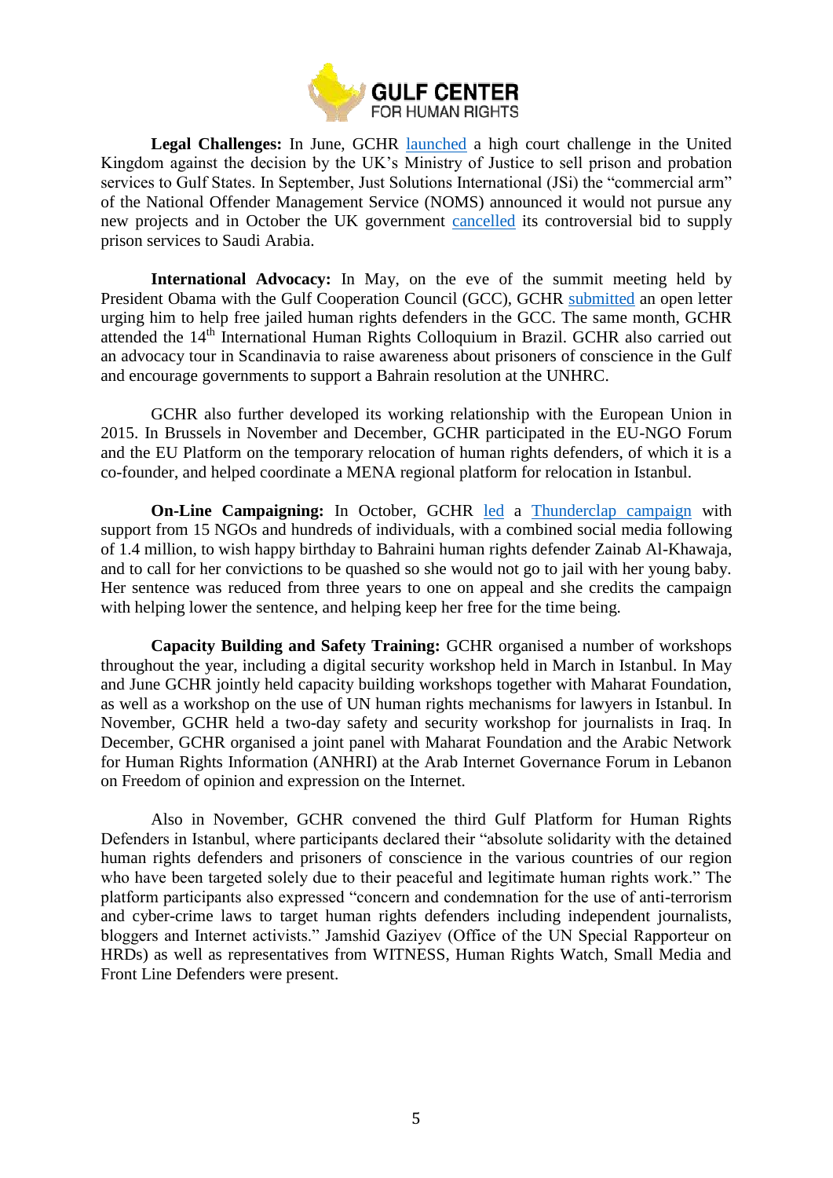**Legal Challenges:** In June, GCHR launched a high court challenge in the United Kingdom against the decision by the UK's Ministry of Justice to sell prison and probation services to Gulf States. In September, Just Solutions International (JSi) the "commercial arm" of the National Offender Management Service (NOMS) announced it would not pursue any new projects and in October the UK government cancelled its controversial bid to supply prison services to Saudi Arabia.

**International Advocacy:** In May, on the eve of the summit meeting held by President Obama with the Gulf Cooperation Council (GCC), GCHR submitted an open letter urging him to help free jailed human rights defenders in the GCC. The same month, GCHR attended the 14th International Human Rights Colloquium in Brazil. GCHR also carried out an advocacy tour in Scandinavia to raise awareness about prisoners of conscience in the Gulf and encourage governments to support a Bahrain resolution at the UNHRC.

GCHR also further developed its working relationship with the European Union in 2015. In Brussels in November and December, GCHR participated in the EU-NGO Forum and the EU Platform on the temporary relocation of human rights defenders, of which it is a co-founder, and helped coordinate a MENA regional platform for relocation in Istanbul.

**On-Line Campaigning:** In October, GCHR led a Thunderclap campaign with support from 15 NGOs and hundreds of individuals, with a combined social media following of 1.4 million, to wish happy birthday to Bahraini human rights defender Zainab Al-Khawaja, and to call for her convictions to be quashed so she would not go to jail with her young baby. Her sentence was reduced from three years to one on appeal and she credits the campaign with helping lower the sentence, and helping keep her free for the time being.

**Capacity Building and Safety Training:** GCHR organised a number of workshops throughout the year, including a digital security workshop held in March in Istanbul. In May and June GCHR jointly held capacity building workshops together with Maharat Foundation, as well as a workshop on the use of UN human rights mechanisms for lawyers in Istanbul. In November, GCHR held a two-day safety and security workshop for journalists in Iraq. In December, GCHR organised a joint panel with Maharat Foundation and the Arabic Network for Human Rights Information (ANHRI) at the Arab Internet Governance Forum in Lebanon on Freedom of opinion and expression on the Internet.

Also in November, GCHR convened the third Gulf Platform for Human Rights Defenders in Istanbul, where participants declared their "absolute solidarity with the detained human rights defenders and prisoners of conscience in the various countries of our region who have been targeted solely due to their peaceful and legitimate human rights work." The platform participants also expressed "concern and condemnation for the use of anti-terrorism and cyber-crime laws to target human rights defenders including independent journalists, bloggers and Internet activists." Jamshid Gaziyev (Office of the UN Special Rapporteur on HRDs) as well as representatives from WITNESS, Human Rights Watch, Small Media and Front Line Defenders were present.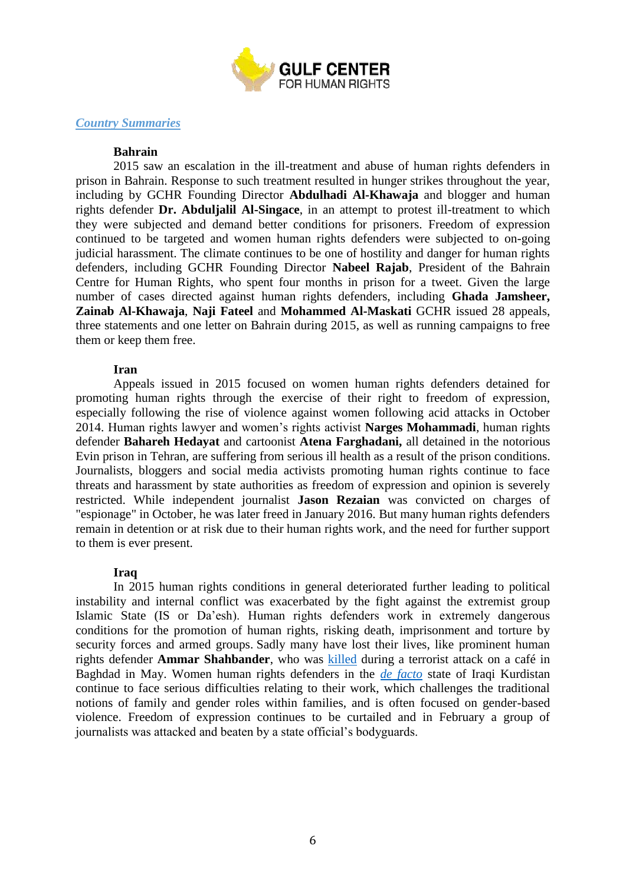*Country Summaries*

### Bahrain

2015 saw an escalation in the ill-treatment and abuse of human rights defenders in prison in Bahrain. Response to such treatment resulted in hunger strikes throughout the year, including by GCHR Founding Director **Abdulhadi Al-Khawaja** and blogger and human rights defender **Dr. Abduljalil Al-Singace**, in an attempt to protest ill-treatment to which they were subjected and demand better conditions for prisoners. Freedom of expression continued to be targeted and women human rights defenders were subjected to on-going judicial harassment. The climate continues to be one of hostility and danger for human rights defenders, including GCHR Founding Director **Nabeel Rajab**, President of the Bahrain Centre for Human Rights, who spent four months in prison for a tweet. Given the large number of cases directed against human rights defenders, including **Ghada Jamsheer, Zainab Al-Khawaja**, **Naji Fateel** and **Mohammed Al-Maskati** GCHR issued 28 appeals, three statements and one letter on Bahrain during 2015, as well as running campaigns to free them or keep them free.

### Iran

Appeals issued in 2015 focused on women human rights defenders detained for promoting human rights through the exercise of their right to freedom of expression, especially following the rise of violence against women following acid attacks in October 2014. Human rights lawyer and women's rights activist **Narges Mohammadi**, human rights defender **Bahareh Hedayat** and cartoonist **Atena Farghadani,** all detained in the notorious Evin prison in Tehran, are suffering from serious ill health as a result of the prison conditions. Journalists, bloggers and social media activists promoting human rights continue to face threats and harassment by state authorities as freedom of expression and opinion is severely restricted. While independent journalist **Jason Rezaian** was convicted on charges of "espionage" in October, he was later freed in January 2016. But many human rights defenders remain in detention or at risk due to their human rights work, and the need for further support to them is ever present.

### Iraq

In 2015 human rights conditions in general deteriorated further leading to political instability and internal conflict was exacerbated by the fight against the extremist group Islamic State (IS or Da'esh). Human rights defenders work in extremely dangerous conditions for the promotion of human rights, risking death, imprisonment and torture by security forces and armed groups. Sadly many have lost their lives, like prominent human rights defender **Ammar Shahbander**, who was killed during a terrorist attack on a café in Baghdad in May. Women human rights defenders in the *de facto* state of Iraqi Kurdistan continue to face serious difficulties relating to their work, which challenges the traditional notions of family and gender roles within families, and is often focused on gender-based violence. Freedom of expression continues to be curtailed and in February a group of journalists was attacked and beaten by a state official's bodyguards.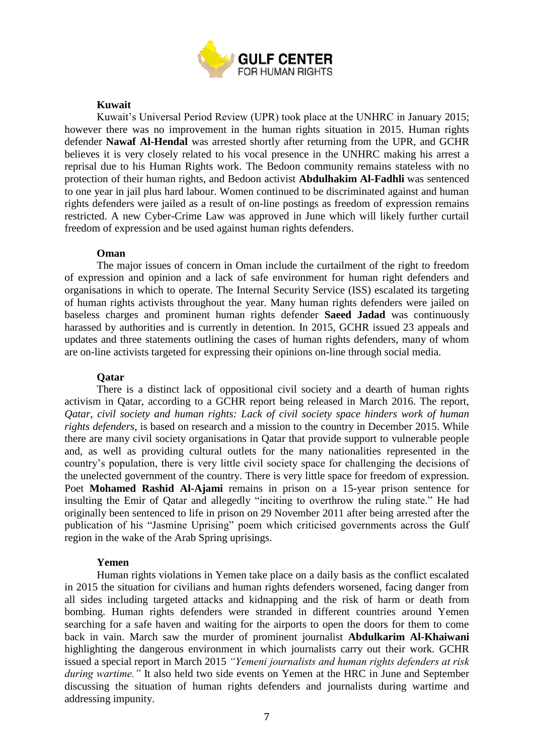### Kuwait

Kuwait's Universal Period Review (UPR) took place at the UNHRC in January 2015; however there was no improvement in the human rights situation in 2015. Human rights defender **Nawaf Al-Hendal** was arrested shortly after returning from the UPR, and GCHR believes it is very closely related to his vocal presence in the UNHRC making his arrest a reprisal due to his Human Rights work. The Bedoon community remains stateless with no protection of their human rights, and Bedoon activist **Abdulhakim Al-Fadhli** was sentenced to one year in jail plus hard labour. Women continued to be discriminated against and human rights defenders were jailed as a result of on-line postings as freedom of expression remains restricted. A new Cyber-Crime Law was approved in June which will likely further curtail freedom of expression and be used against human rights defenders.

### Oman

The major issues of concern in Oman include the curtailment of the right to freedom of expression and opinion and a lack of safe environment for human right defenders and organisations in which to operate. The Internal Security Service (ISS) escalated its targeting of human rights activists throughout the year. Many human rights defenders were jailed on baseless charges and prominent human rights defender **Saeed Jadad** was continuously harassed by authorities and is currently in detention. In 2015, GCHR issued 23 appeals and updates and three statements outlining the cases of human rights defenders, many of whom are on-line activists targeted for expressing their opinions on-line through social media.

### Qatar

There is a distinct lack of oppositional civil society and a dearth of human rights activism in Qatar, according to a GCHR report being released in March 2016. The report, *Qatar, civil society and human rights: Lack of civil society space hinders work of human rights defenders*, is based on research and a mission to the country in December 2015. While there are many civil society organisations in Qatar that provide support to vulnerable people and, as well as providing cultural outlets for the many nationalities represented in the country's population, there is very little civil society space for challenging the decisions of the unelected government of the country. There is very little space for freedom of expression. Poet **Mohamed Rashid Al-Ajami** remains in prison on a 15-year prison sentence for insulting the Emir of Qatar and allegedly "inciting to overthrow the ruling state." He had originally been sentenced to life in prison on 29 November 2011 after being arrested after the publication of his "Jasmine Uprising" poem which criticised governments across the Gulf region in the wake of the Arab Spring uprisings.

### Yemen

Human rights violations in Yemen take place on a daily basis as the conflict escalated in 2015 the situation for civilians and human rights defenders worsened, facing danger from all sides including targeted attacks and kidnapping and the risk of harm or death from bombing. Human rights defenders were stranded in different countries around Yemen searching for a safe haven and waiting for the airports to open the doors for them to come back in vain. March saw the murder of prominent journalist **Abdulkarim Al-Khaiwani** highlighting the dangerous environment in which journalists carry out their work. GCHR issued a special report in March 2015 *"Yemeni journalists and human rights defenders at risk during wartime."* It also held two side events on Yemen at the HRC in June and September discussing the situation of human rights defenders and journalists during wartime and addressing impunity.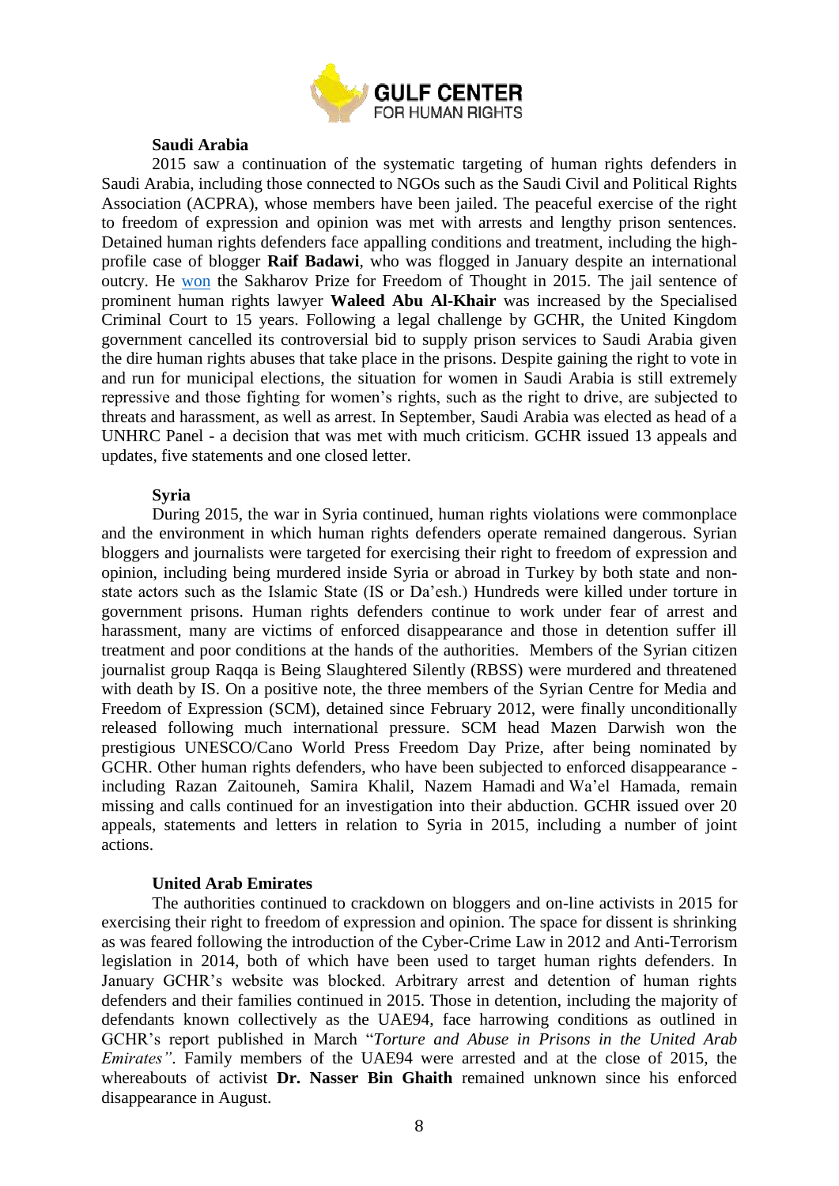**Saudi Arabia**

2015 saw a continuation of the systematic targeting of human rights defenders in Saudi Arabia, including those connected to NGOs such as the Saudi Civil and Political Rights Association (ACPRA), whose members have been jailed. The peaceful exercise of the right to freedom of expression and opinion was met with arrests and lengthy prison sentences. Detained human rights defenders face appalling conditions and treatment, including the high-profile case of blogger **Raif Badawi**, who was flogged in January despite an international outcry. He won the Sakharov Prize for Freedom of Thought in 2015. The jail sentence of prominent human rights lawyer **Waleed Abu Al-Khair** was increased by the Specialised Criminal Court to 15 years. Following a legal challenge by GCHR, the United Kingdom government cancelled its controversial bid to supply prison services to Saudi Arabia given the dire human rights abuses that take place in the prisons. Despite gaining the right to vote in and run for municipal elections, the situation for women in Saudi Arabia is still extremely repressive and those fighting for women's rights, such as the right to drive, are subjected to threats and harassment, as well as arrest. In September, Saudi Arabia was elected as head of a UNHRC Panel - a decision that was met with much criticism. GCHR issued 13 appeals and updates, five statements and one closed letter.

**Syria**

During 2015, the war in Syria continued, human rights violations were commonplace and the environment in which human rights defenders operate remained dangerous. Syrian bloggers and journalists were targeted for exercising their right to freedom of expression and opinion, including being murdered inside Syria or abroad in Turkey by both state and non-state actors such as the Islamic State (IS or Da'esh.) Hundreds were killed under torture in government prisons. Human rights defenders continue to work under fear of arrest and harassment, many are victims of enforced disappearance and those in detention suffer ill treatment and poor conditions at the hands of the authorities. Members of the Syrian citizen journalist group Raqqa is Being Slaughtered Silently (RBSS) were murdered and threatened with death by IS. On a positive note, the three members of the Syrian Centre for Media and Freedom of Expression (SCM), detained since February 2012, were finally unconditionally released following much international pressure. SCM head Mazen Darwish won the prestigious UNESCO/Cano World Press Freedom Day Prize, after being nominated by GCHR. Other human rights defenders, who have been subjected to enforced disappearance - including Razan Zaitouneh, Samira Khalil, Nazem Hamadi and Wa'el Hamada, remain missing and calls continued for an investigation into their abduction. GCHR issued over 20 appeals, statements and letters in relation to Syria in 2015, including a number of joint actions.

**United Arab Emirates**

The authorities continued to crackdown on bloggers and on-line activists in 2015 for exercising their right to freedom of expression and opinion. The space for dissent is shrinking as was feared following the introduction of the Cyber-Crime Law in 2012 and Anti-Terrorism legislation in 2014, both of which have been used to target human rights defenders. In January GCHR's website was blocked. Arbitrary arrest and detention of human rights defenders and their families continued in 2015. Those in detention, including the majority of defendants known collectively as the UAE94, face harrowing conditions as outlined in GCHR's report published in March "*Torture and Abuse in Prisons in the United Arab Emirates"*. Family members of the UAE94 were arrested and at the close of 2015, the whereabouts of activist **Dr. Nasser Bin Ghaith** remained unknown since his enforced disappearance in August.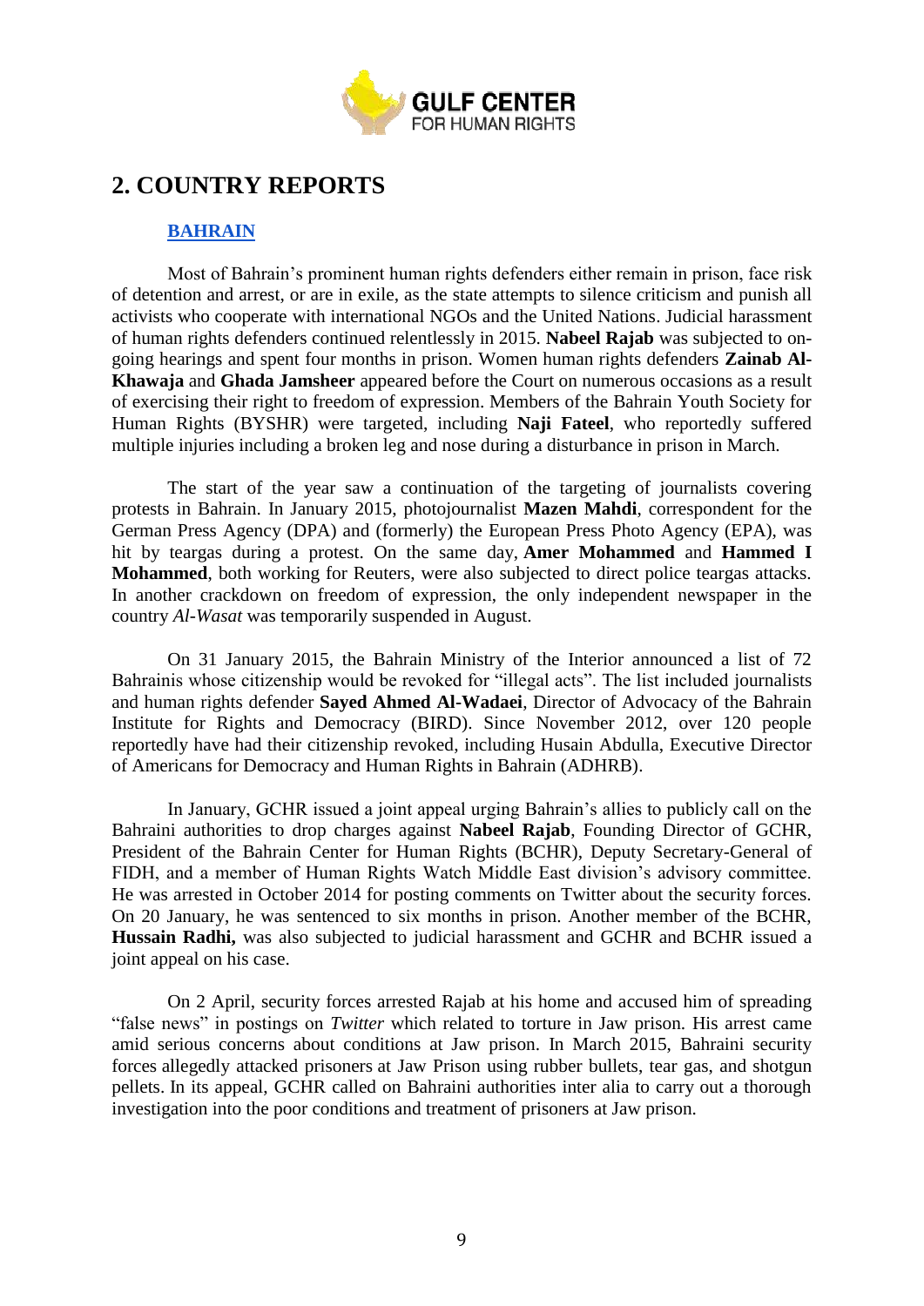## 2. COUNTRY REPORTS

### BAHRAIN

Most of Bahrain's prominent human rights defenders either remain in prison, face risk of detention and arrest, or are in exile, as the state attempts to silence criticism and punish all activists who cooperate with international NGOs and the United Nations. Judicial harassment of human rights defenders continued relentlessly in 2015. **Nabeel Rajab** was subjected to on-going hearings and spent four months in prison. Women human rights defenders **Zainab Al-Khawaja** and **Ghada Jamsheer** appeared before the Court on numerous occasions as a result of exercising their right to freedom of expression. Members of the Bahrain Youth Society for Human Rights (BYSHR) were targeted, including **Naji Fateel**, who reportedly suffered multiple injuries including a broken leg and nose during a disturbance in prison in March.

The start of the year saw a continuation of the targeting of journalists covering protests in Bahrain. In January 2015, photojournalist **Mazen Mahdi**, correspondent for the German Press Agency (DPA) and (formerly) the European Press Photo Agency (EPA), was hit by teargas during a protest. On the same day, **Amer Mohammed** and **Hammed I Mohammed**, both working for Reuters, were also subjected to direct police teargas attacks. In another crackdown on freedom of expression, the only independent newspaper in the country *Al-Wasat* was temporarily suspended in August.

On 31 January 2015, the Bahrain Ministry of the Interior announced a list of 72 Bahrainis whose citizenship would be revoked for "illegal acts". The list included journalists and human rights defender **Sayed Ahmed Al-Wadaei**, Director of Advocacy of the Bahrain Institute for Rights and Democracy (BIRD). Since November 2012, over 120 people reportedly have had their citizenship revoked, including Husain Abdulla, Executive Director of Americans for Democracy and Human Rights in Bahrain (ADHRB).

In January, GCHR issued a joint appeal urging Bahrain's allies to publicly call on the Bahraini authorities to drop charges against **Nabeel Rajab**, Founding Director of GCHR, President of the Bahrain Center for Human Rights (BCHR), Deputy Secretary-General of FIDH, and a member of Human Rights Watch Middle East division's advisory committee. He was arrested in October 2014 for posting comments on Twitter about the security forces. On 20 January, he was sentenced to six months in prison. Another member of the BCHR, **Hussain Radhi,** was also subjected to judicial harassment and GCHR and BCHR issued a joint appeal on his case.

On 2 April, security forces arrested Rajab at his home and accused him of spreading "false news" in postings on *Twitter* which related to torture in Jaw prison. His arrest came amid serious concerns about conditions at Jaw prison. In March 2015, Bahraini security forces allegedly attacked prisoners at Jaw Prison using rubber bullets, tear gas, and shotgun pellets. In its appeal, GCHR called on Bahraini authorities inter alia to carry out a thorough investigation into the poor conditions and treatment of prisoners at Jaw prison.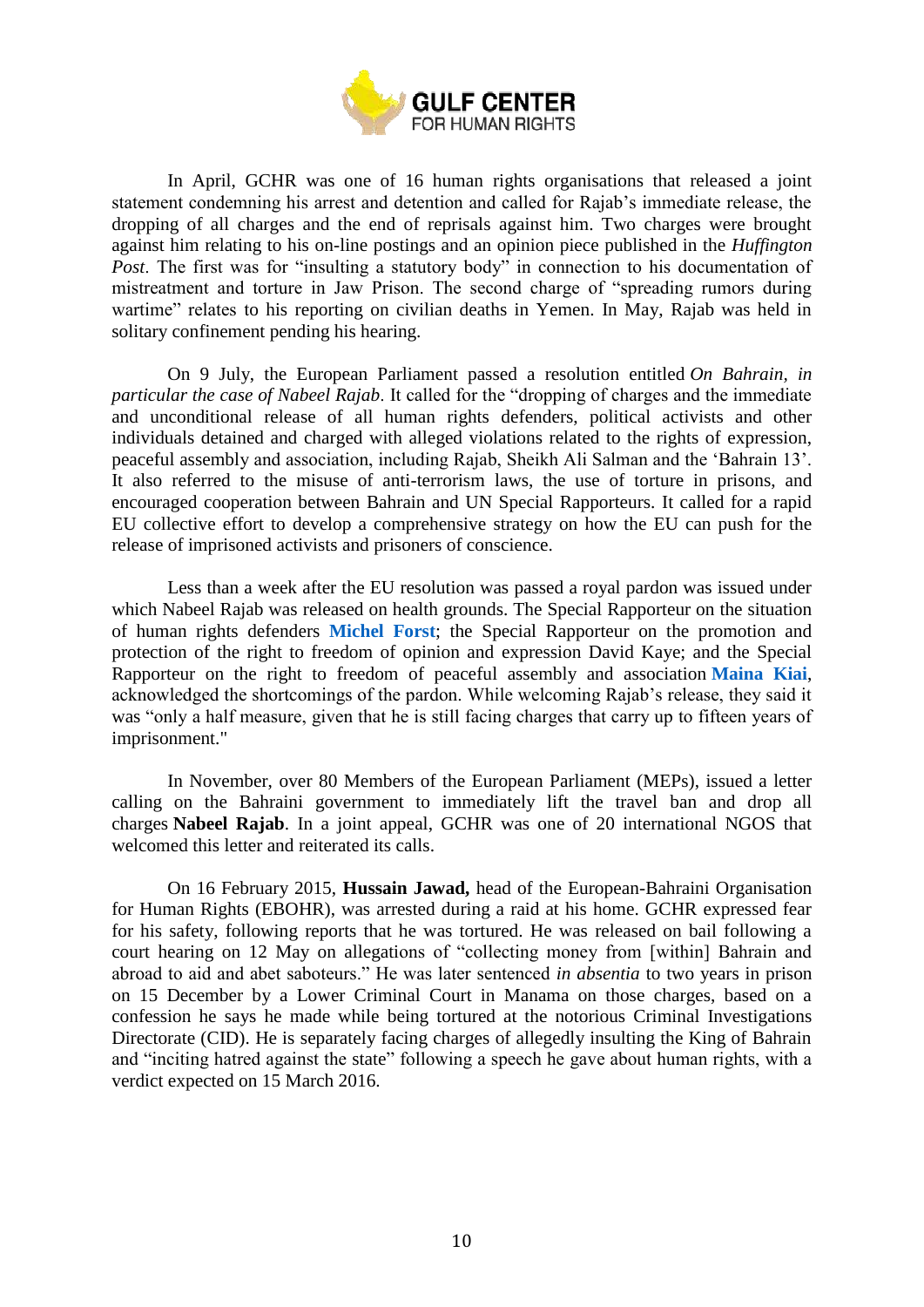In April, GCHR was one of 16 human rights organisations that released a joint statement condemning his arrest and detention and called for Rajab's immediate release, the dropping of all charges and the end of reprisals against him. Two charges were brought against him relating to his on-line postings and an opinion piece published in the *Huffington Post*. The first was for "insulting a statutory body" in connection to his documentation of mistreatment and torture in Jaw Prison. The second charge of "spreading rumors during wartime" relates to his reporting on civilian deaths in Yemen. In May, Rajab was held in solitary confinement pending his hearing.

On 9 July, the European Parliament passed a resolution entitled *On Bahrain, in particular the case of Nabeel Rajab*. It called for the "dropping of charges and the immediate and unconditional release of all human rights defenders, political activists and other individuals detained and charged with alleged violations related to the rights of expression, peaceful assembly and association, including Rajab, Sheikh Ali Salman and the 'Bahrain 13'. It also referred to the misuse of anti-terrorism laws, the use of torture in prisons, and encouraged cooperation between Bahrain and UN Special Rapporteurs. It called for a rapid EU collective effort to develop a comprehensive strategy on how the EU can push for the release of imprisoned activists and prisoners of conscience.

Less than a week after the EU resolution was passed a royal pardon was issued under which Nabeel Rajab was released on health grounds. The Special Rapporteur on the situation of human rights defenders **Michel Forst**; the Special Rapporteur on the promotion and protection of the right to freedom of opinion and expression David Kaye; and the Special Rapporteur on the right to freedom of peaceful assembly and association **Maina Kiai**, acknowledged the shortcomings of the pardon. While welcoming Rajab's release, they said it was "only a half measure, given that he is still facing charges that carry up to fifteen years of imprisonment."

In November, over 80 Members of the European Parliament (MEPs), issued a letter calling on the Bahraini government to immediately lift the travel ban and drop all charges **Nabeel Rajab**. In a joint appeal, GCHR was one of 20 international NGOS that welcomed this letter and reiterated its calls.

On 16 February 2015, **Hussain Jawad,** head of the European-Bahraini Organisation for Human Rights (EBOHR), was arrested during a raid at his home. GCHR expressed fear for his safety, following reports that he was tortured. He was released on bail following a court hearing on 12 May on allegations of "collecting money from [within] Bahrain and abroad to aid and abet saboteurs." He was later sentenced *in absentia* to two years in prison on 15 December by a Lower Criminal Court in Manama on those charges, based on a confession he says he made while being tortured at the notorious Criminal Investigations Directorate (CID). He is separately facing charges of allegedly insulting the King of Bahrain and "inciting hatred against the state" following a speech he gave about human rights, with a verdict expected on 15 March 2016.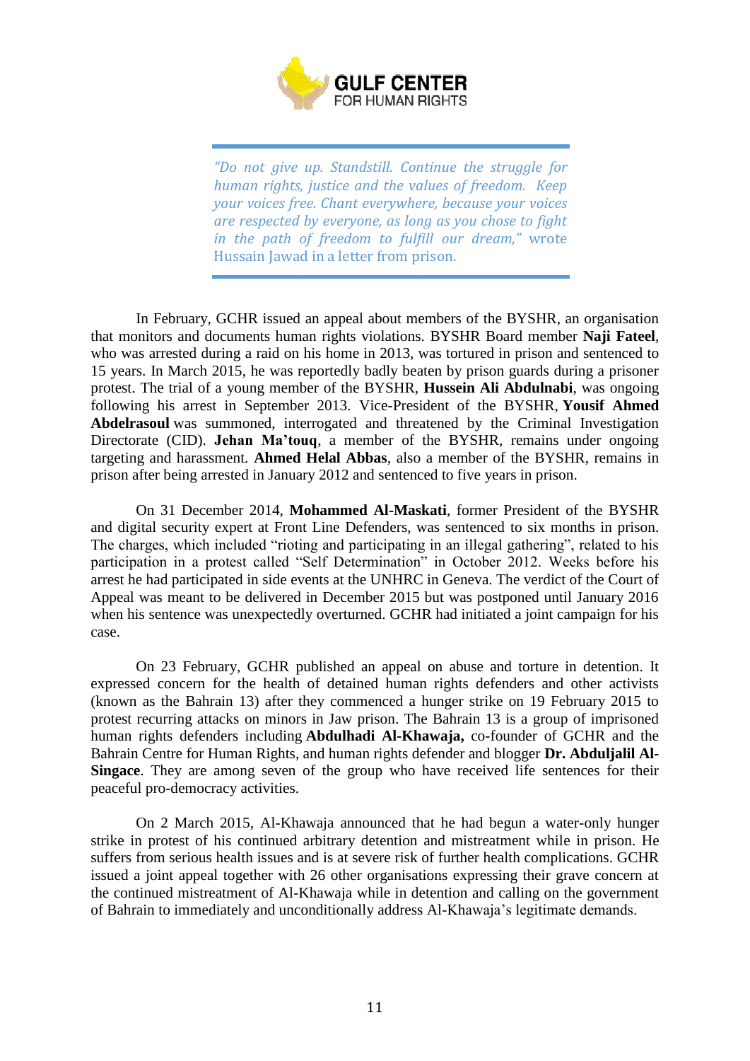> *"Do not give up. Standstill. Continue the struggle for human rights, justice and the values of freedom. Keep your voices free. Chant everywhere, because your voices are respected by everyone, as long as you chose to fight in the path of freedom to fulfill our dream,"* wrote Hussain Jawad in a letter from prison.

In February, GCHR issued an appeal about members of the BYSHR, an organisation that monitors and documents human rights violations. BYSHR Board member **Naji Fateel**, who was arrested during a raid on his home in 2013, was tortured in prison and sentenced to 15 years. In March 2015, he was reportedly badly beaten by prison guards during a prisoner protest. The trial of a young member of the BYSHR, **Hussein Ali Abdulnabi**, was ongoing following his arrest in September 2013. Vice-President of the BYSHR, **Yousif Ahmed Abdelrasoul** was summoned, interrogated and threatened by the Criminal Investigation Directorate (CID). **Jehan Ma'touq**, a member of the BYSHR, remains under ongoing targeting and harassment. **Ahmed Helal Abbas**, also a member of the BYSHR, remains in prison after being arrested in January 2012 and sentenced to five years in prison.

On 31 December 2014, **Mohammed Al-Maskati**, former President of the BYSHR and digital security expert at Front Line Defenders, was sentenced to six months in prison. The charges, which included "rioting and participating in an illegal gathering", related to his participation in a protest called "Self Determination" in October 2012. Weeks before his arrest he had participated in side events at the UNHRC in Geneva. The verdict of the Court of Appeal was meant to be delivered in December 2015 but was postponed until January 2016 when his sentence was unexpectedly overturned. GCHR had initiated a joint campaign for his case.

On 23 February, GCHR published an appeal on abuse and torture in detention. It expressed concern for the health of detained human rights defenders and other activists (known as the Bahrain 13) after they commenced a hunger strike on 19 February 2015 to protest recurring attacks on minors in Jaw prison. The Bahrain 13 is a group of imprisoned human rights defenders including **Abdulhadi Al-Khawaja,** co-founder of GCHR and the Bahrain Centre for Human Rights, and human rights defender and blogger **Dr. Abduljalil Al-Singace**. They are among seven of the group who have received life sentences for their peaceful pro-democracy activities.

On 2 March 2015, Al-Khawaja announced that he had begun a water-only hunger strike in protest of his continued arbitrary detention and mistreatment while in prison. He suffers from serious health issues and is at severe risk of further health complications. GCHR issued a joint appeal together with 26 other organisations expressing their grave concern at the continued mistreatment of Al-Khawaja while in detention and calling on the government of Bahrain to immediately and unconditionally address Al-Khawaja's legitimate demands.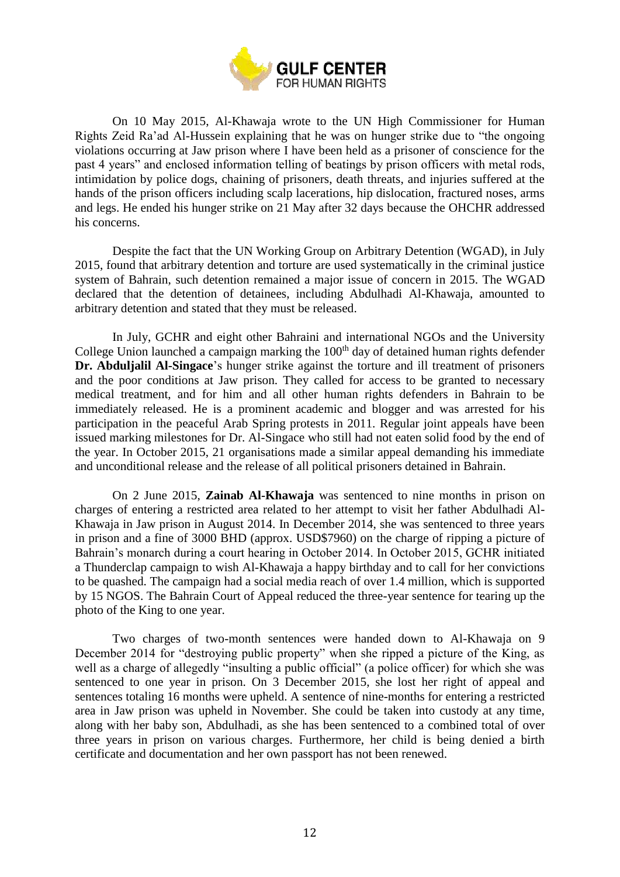On 10 May 2015, Al-Khawaja wrote to the UN High Commissioner for Human Rights Zeid Ra'ad Al-Hussein explaining that he was on hunger strike due to "the ongoing violations occurring at Jaw prison where I have been held as a prisoner of conscience for the past 4 years" and enclosed information telling of beatings by prison officers with metal rods, intimidation by police dogs, chaining of prisoners, death threats, and injuries suffered at the hands of the prison officers including scalp lacerations, hip dislocation, fractured noses, arms and legs. He ended his hunger strike on 21 May after 32 days because the OHCHR addressed his concerns.

Despite the fact that the UN Working Group on Arbitrary Detention (WGAD), in July 2015, found that arbitrary detention and torture are used systematically in the criminal justice system of Bahrain, such detention remained a major issue of concern in 2015. The WGAD declared that the detention of detainees, including Abdulhadi Al-Khawaja, amounted to arbitrary detention and stated that they must be released.

In July, GCHR and eight other Bahraini and international NGOs and the University College Union launched a campaign marking the 100th day of detained human rights defender **Dr. Abduljalil Al-Singace**'s hunger strike against the torture and ill treatment of prisoners and the poor conditions at Jaw prison. They called for access to be granted to necessary medical treatment, and for him and all other human rights defenders in Bahrain to be immediately released. He is a prominent academic and blogger and was arrested for his participation in the peaceful Arab Spring protests in 2011. Regular joint appeals have been issued marking milestones for Dr. Al-Singace who still had not eaten solid food by the end of the year. In October 2015, 21 organisations made a similar appeal demanding his immediate and unconditional release and the release of all political prisoners detained in Bahrain.

On 2 June 2015, **Zainab Al-Khawaja** was sentenced to nine months in prison on charges of entering a restricted area related to her attempt to visit her father Abdulhadi Al-Khawaja in Jaw prison in August 2014. In December 2014, she was sentenced to three years in prison and a fine of 3000 BHD (approx. USD$7960) on the charge of ripping a picture of Bahrain's monarch during a court hearing in October 2014. In October 2015, GCHR initiated a Thunderclap campaign to wish Al-Khawaja a happy birthday and to call for her convictions to be quashed. The campaign had a social media reach of over 1.4 million, which is supported by 15 NGOS. The Bahrain Court of Appeal reduced the three-year sentence for tearing up the photo of the King to one year.

Two charges of two-month sentences were handed down to Al-Khawaja on 9 December 2014 for "destroying public property" when she ripped a picture of the King, as well as a charge of allegedly "insulting a public official" (a police officer) for which she was sentenced to one year in prison. On 3 December 2015, she lost her right of appeal and sentences totaling 16 months were upheld. A sentence of nine-months for entering a restricted area in Jaw prison was upheld in November. She could be taken into custody at any time, along with her baby son, Abdulhadi, as she has been sentenced to a combined total of over three years in prison on various charges. Furthermore, her child is being denied a birth certificate and documentation and her own passport has not been renewed.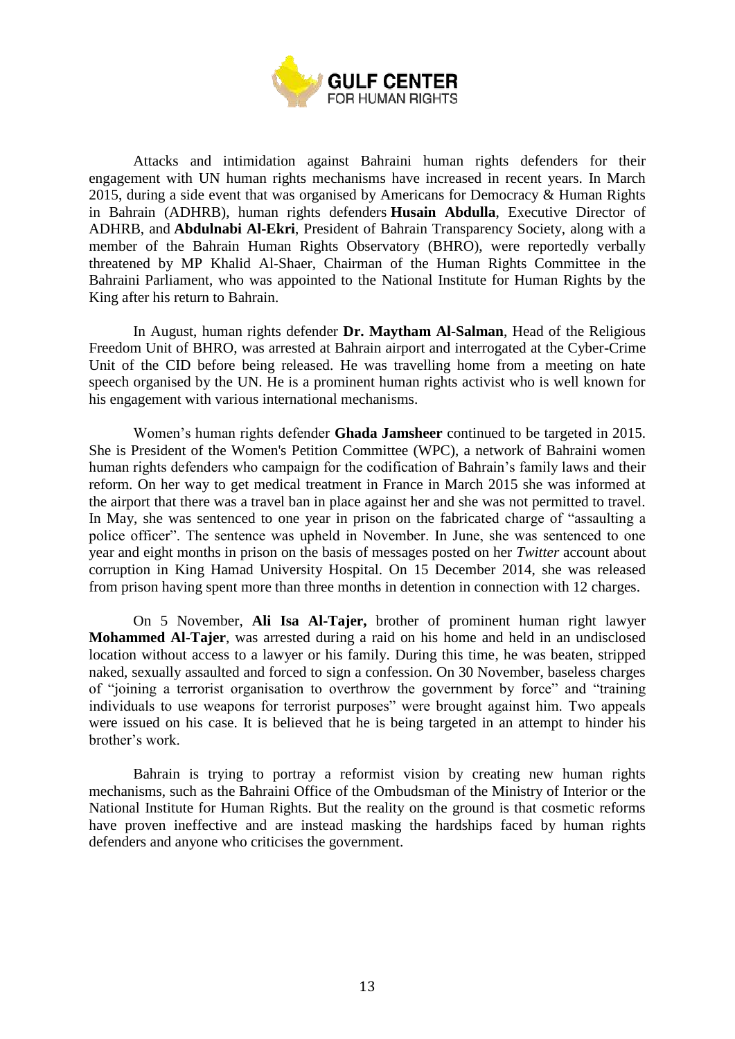Attacks and intimidation against Bahraini human rights defenders for their engagement with UN human rights mechanisms have increased in recent years. In March 2015, during a side event that was organised by Americans for Democracy & Human Rights in Bahrain (ADHRB), human rights defenders **Husain Abdulla**, Executive Director of ADHRB, and **Abdulnabi Al-Ekri**, President of Bahrain Transparency Society, along with a member of the Bahrain Human Rights Observatory (BHRO), were reportedly verbally threatened by MP Khalid Al-Shaer, Chairman of the Human Rights Committee in the Bahraini Parliament, who was appointed to the National Institute for Human Rights by the King after his return to Bahrain.

In August, human rights defender **Dr. Maytham Al-Salman**, Head of the Religious Freedom Unit of BHRO, was arrested at Bahrain airport and interrogated at the Cyber-Crime Unit of the CID before being released. He was travelling home from a meeting on hate speech organised by the UN. He is a prominent human rights activist who is well known for his engagement with various international mechanisms.

Women's human rights defender **Ghada Jamsheer** continued to be targeted in 2015. She is President of the Women's Petition Committee (WPC), a network of Bahraini women human rights defenders who campaign for the codification of Bahrain's family laws and their reform. On her way to get medical treatment in France in March 2015 she was informed at the airport that there was a travel ban in place against her and she was not permitted to travel. In May, she was sentenced to one year in prison on the fabricated charge of "assaulting a police officer". The sentence was upheld in November. In June, she was sentenced to one year and eight months in prison on the basis of messages posted on her *Twitter* account about corruption in King Hamad University Hospital. On 15 December 2014, she was released from prison having spent more than three months in detention in connection with 12 charges.

On 5 November, **Ali Isa Al-Tajer,** brother of prominent human right lawyer **Mohammed Al-Tajer**, was arrested during a raid on his home and held in an undisclosed location without access to a lawyer or his family. During this time, he was beaten, stripped naked, sexually assaulted and forced to sign a confession. On 30 November, baseless charges of "joining a terrorist organisation to overthrow the government by force" and "training individuals to use weapons for terrorist purposes" were brought against him. Two appeals were issued on his case. It is believed that he is being targeted in an attempt to hinder his brother's work.

Bahrain is trying to portray a reformist vision by creating new human rights mechanisms, such as the Bahraini Office of the Ombudsman of the Ministry of Interior or the National Institute for Human Rights. But the reality on the ground is that cosmetic reforms have proven ineffective and are instead masking the hardships faced by human rights defenders and anyone who criticises the government.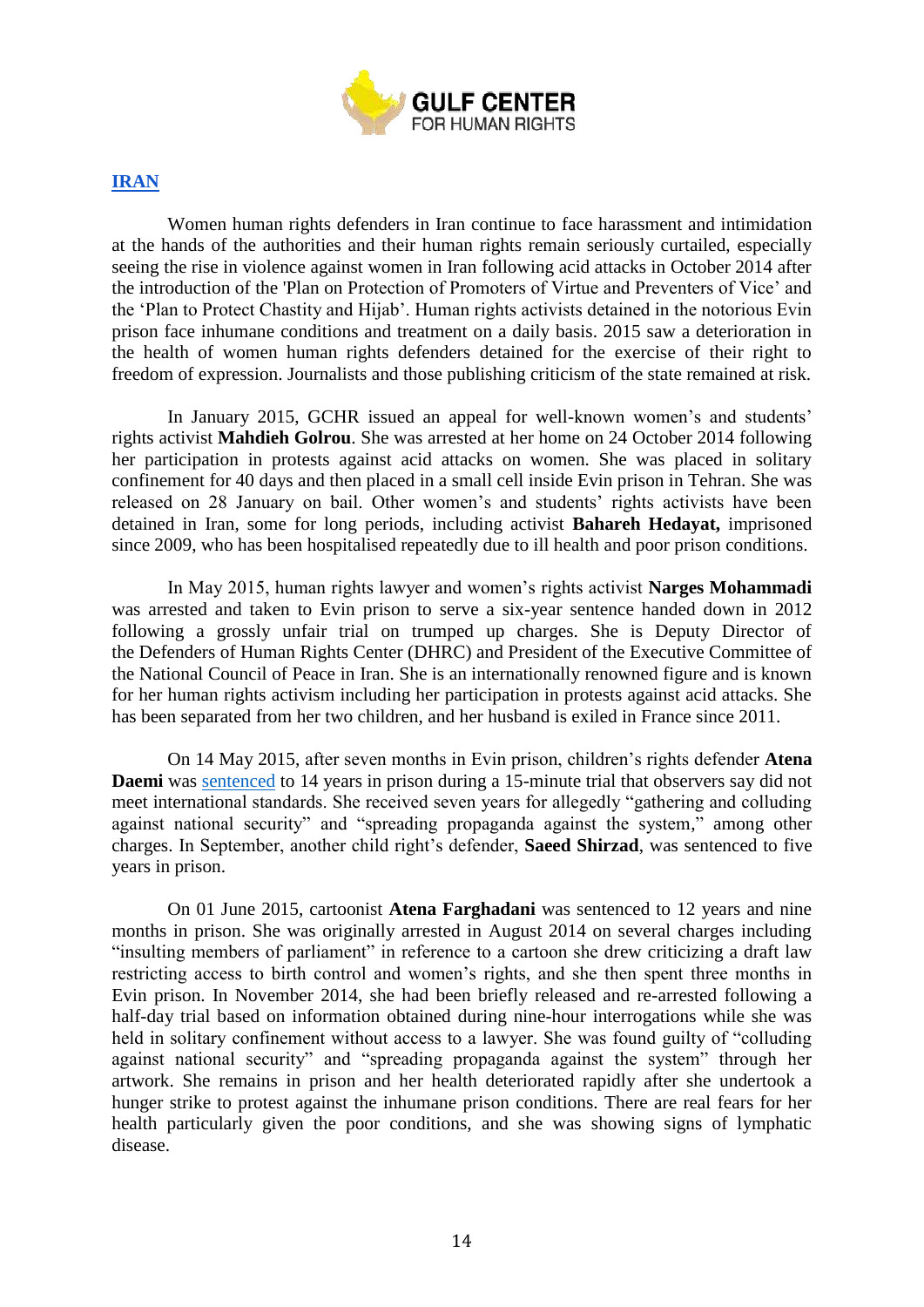## IRAN

Women human rights defenders in Iran continue to face harassment and intimidation at the hands of the authorities and their human rights remain seriously curtailed, especially seeing the rise in violence against women in Iran following acid attacks in October 2014 after the introduction of the 'Plan on Protection of Promoters of Virtue and Preventers of Vice' and the 'Plan to Protect Chastity and Hijab'. Human rights activists detained in the notorious Evin prison face inhumane conditions and treatment on a daily basis. 2015 saw a deterioration in the health of women human rights defenders detained for the exercise of their right to freedom of expression. Journalists and those publishing criticism of the state remained at risk.

In January 2015, GCHR issued an appeal for well-known women's and students' rights activist **Mahdieh Golrou**. She was arrested at her home on 24 October 2014 following her participation in protests against acid attacks on women. She was placed in solitary confinement for 40 days and then placed in a small cell inside Evin prison in Tehran. She was released on 28 January on bail. Other women's and students' rights activists have been detained in Iran, some for long periods, including activist **Bahareh Hedayat,** imprisoned since 2009, who has been hospitalised repeatedly due to ill health and poor prison conditions.

In May 2015, human rights lawyer and women's rights activist **Narges Mohammadi** was arrested and taken to Evin prison to serve a six-year sentence handed down in 2012 following a grossly unfair trial on trumped up charges. She is Deputy Director of the Defenders of Human Rights Center (DHRC) and President of the Executive Committee of the National Council of Peace in Iran. She is an internationally renowned figure and is known for her human rights activism including her participation in protests against acid attacks. She has been separated from her two children, and her husband is exiled in France since 2011.

On 14 May 2015, after seven months in Evin prison, children's rights defender **Atena Daemi** was sentenced to 14 years in prison during a 15-minute trial that observers say did not meet international standards. She received seven years for allegedly "gathering and colluding against national security" and "spreading propaganda against the system," among other charges. In September, another child right's defender, **Saeed Shirzad**, was sentenced to five years in prison.

On 01 June 2015, cartoonist **Atena Farghadani** was sentenced to 12 years and nine months in prison. She was originally arrested in August 2014 on several charges including "insulting members of parliament" in reference to a cartoon she drew criticizing a draft law restricting access to birth control and women's rights, and she then spent three months in Evin prison. In November 2014, she had been briefly released and re-arrested following a half-day trial based on information obtained during nine-hour interrogations while she was held in solitary confinement without access to a lawyer. She was found guilty of "colluding against national security" and "spreading propaganda against the system" through her artwork. She remains in prison and her health deteriorated rapidly after she undertook a hunger strike to protest against the inhumane prison conditions. There are real fears for her health particularly given the poor conditions, and she was showing signs of lymphatic disease.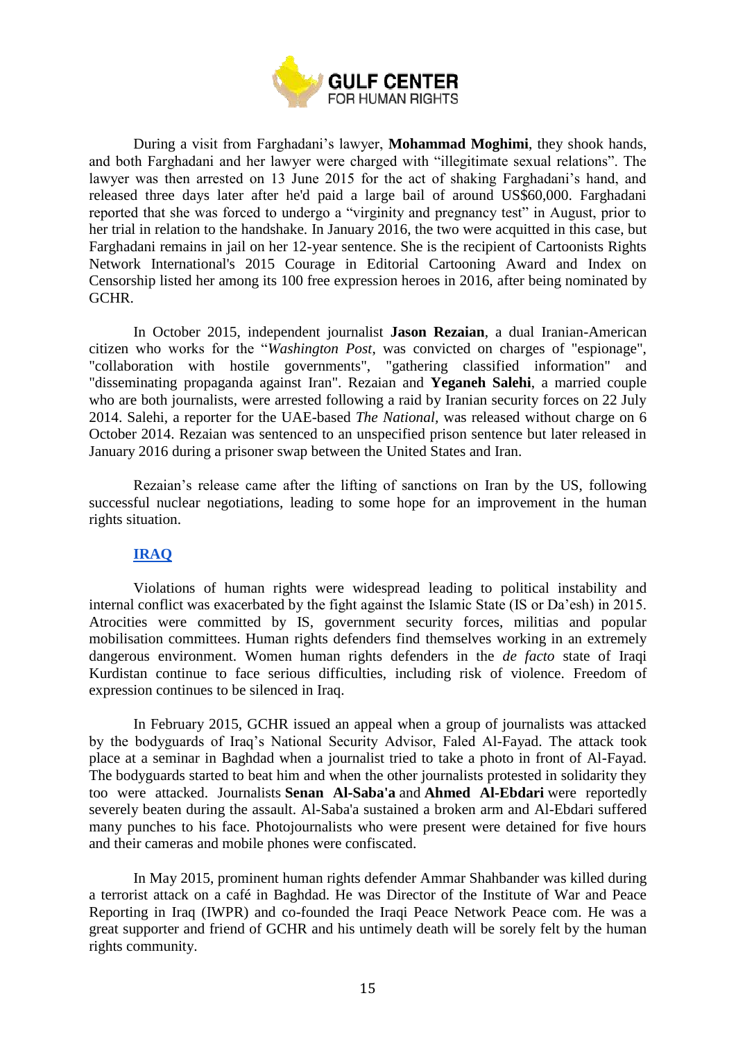During a visit from Farghadani's lawyer, **Mohammad Moghimi**, they shook hands, and both Farghadani and her lawyer were charged with "illegitimate sexual relations". The lawyer was then arrested on 13 June 2015 for the act of shaking Farghadani's hand, and released three days later after he'd paid a large bail of around US$60,000. Farghadani reported that she was forced to undergo a "virginity and pregnancy test" in August, prior to her trial in relation to the handshake. In January 2016, the two were acquitted in this case, but Farghadani remains in jail on her 12-year sentence. She is the recipient of Cartoonists Rights Network International's 2015 Courage in Editorial Cartooning Award and Index on Censorship listed her among its 100 free expression heroes in 2016, after being nominated by GCHR.

In October 2015, independent journalist **Jason Rezaian**, a dual Iranian-American citizen who works for the "*Washington Post*, was convicted on charges of "espionage", "collaboration with hostile governments", "gathering classified information" and "disseminating propaganda against Iran". Rezaian and **Yeganeh Salehi**, a married couple who are both journalists, were arrested following a raid by Iranian security forces on 22 July 2014. Salehi, a reporter for the UAE-based *The National*, was released without charge on 6 October 2014. Rezaian was sentenced to an unspecified prison sentence but later released in January 2016 during a prisoner swap between the United States and Iran.

Rezaian's release came after the lifting of sanctions on Iran by the US, following successful nuclear negotiations, leading to some hope for an improvement in the human rights situation.

## IRAQ

Violations of human rights were widespread leading to political instability and internal conflict was exacerbated by the fight against the Islamic State (IS or Da'esh) in 2015. Atrocities were committed by IS, government security forces, militias and popular mobilisation committees. Human rights defenders find themselves working in an extremely dangerous environment. Women human rights defenders in the *de facto* state of Iraqi Kurdistan continue to face serious difficulties, including risk of violence. Freedom of expression continues to be silenced in Iraq.

In February 2015, GCHR issued an appeal when a group of journalists was attacked by the bodyguards of Iraq's National Security Advisor, Faled Al-Fayad. The attack took place at a seminar in Baghdad when a journalist tried to take a photo in front of Al-Fayad. The bodyguards started to beat him and when the other journalists protested in solidarity they too were attacked. Journalists **Senan Al-Saba'a** and **Ahmed Al-Ebdari** were reportedly severely beaten during the assault. Al-Saba'a sustained a broken arm and Al-Ebdari suffered many punches to his face. Photojournalists who were present were detained for five hours and their cameras and mobile phones were confiscated.

In May 2015, prominent human rights defender Ammar Shahbander was killed during a terrorist attack on a café in Baghdad. He was Director of the Institute of War and Peace Reporting in Iraq (IWPR) and co-founded the Iraqi Peace Network Peace com. He was a great supporter and friend of GCHR and his untimely death will be sorely felt by the human rights community.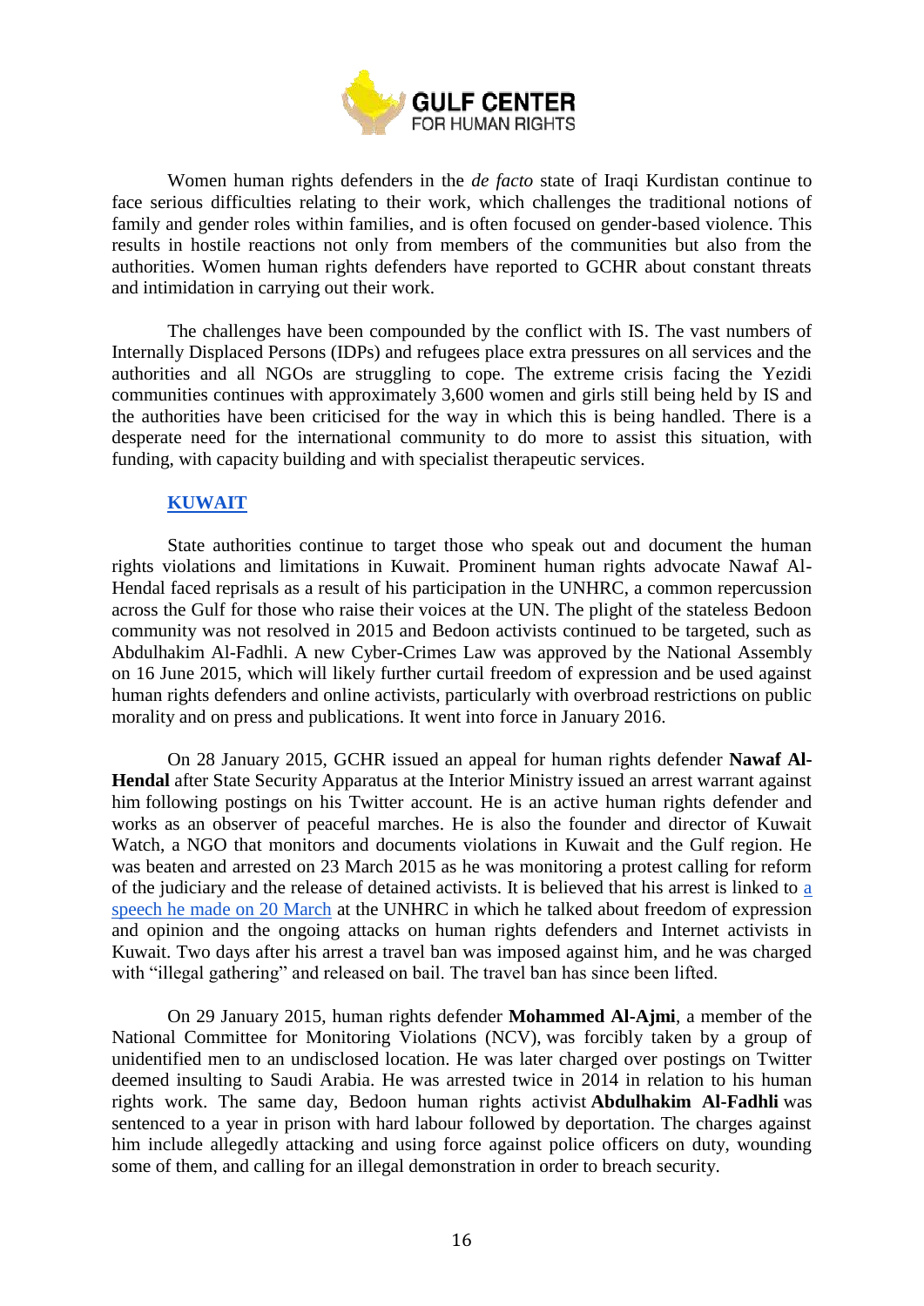Women human rights defenders in the *de facto* state of Iraqi Kurdistan continue to face serious difficulties relating to their work, which challenges the traditional notions of family and gender roles within families, and is often focused on gender-based violence. This results in hostile reactions not only from members of the communities but also from the authorities. Women human rights defenders have reported to GCHR about constant threats and intimidation in carrying out their work.

The challenges have been compounded by the conflict with IS. The vast numbers of Internally Displaced Persons (IDPs) and refugees place extra pressures on all services and the authorities and all NGOs are struggling to cope. The extreme crisis facing the Yezidi communities continues with approximately 3,600 women and girls still being held by IS and the authorities have been criticised for the way in which this is being handled. There is a desperate need for the international community to do more to assist this situation, with funding, with capacity building and with specialist therapeutic services.

## KUWAIT

State authorities continue to target those who speak out and document the human rights violations and limitations in Kuwait. Prominent human rights advocate Nawaf Al-Hendal faced reprisals as a result of his participation in the UNHRC, a common repercussion across the Gulf for those who raise their voices at the UN. The plight of the stateless Bedoon community was not resolved in 2015 and Bedoon activists continued to be targeted, such as Abdulhakim Al-Fadhli. A new Cyber-Crimes Law was approved by the National Assembly on 16 June 2015, which will likely further curtail freedom of expression and be used against human rights defenders and online activists, particularly with overbroad restrictions on public morality and on press and publications. It went into force in January 2016.

On 28 January 2015, GCHR issued an appeal for human rights defender **Nawaf Al-Hendal** after State Security Apparatus at the Interior Ministry issued an arrest warrant against him following postings on his Twitter account. He is an active human rights defender and works as an observer of peaceful marches. He is also the founder and director of Kuwait Watch, a NGO that monitors and documents violations in Kuwait and the Gulf region. He was beaten and arrested on 23 March 2015 as he was monitoring a protest calling for reform of the judiciary and the release of detained activists. It is believed that his arrest is linked to a speech he made on 20 March at the UNHRC in which he talked about freedom of expression and opinion and the ongoing attacks on human rights defenders and Internet activists in Kuwait. Two days after his arrest a travel ban was imposed against him, and he was charged with "illegal gathering" and released on bail. The travel ban has since been lifted.

On 29 January 2015, human rights defender **Mohammed Al-Ajmi**, a member of the National Committee for Monitoring Violations (NCV), was forcibly taken by a group of unidentified men to an undisclosed location. He was later charged over postings on Twitter deemed insulting to Saudi Arabia. He was arrested twice in 2014 in relation to his human rights work. The same day, Bedoon human rights activist **Abdulhakim Al-Fadhli** was sentenced to a year in prison with hard labour followed by deportation. The charges against him include allegedly attacking and using force against police officers on duty, wounding some of them, and calling for an illegal demonstration in order to breach security.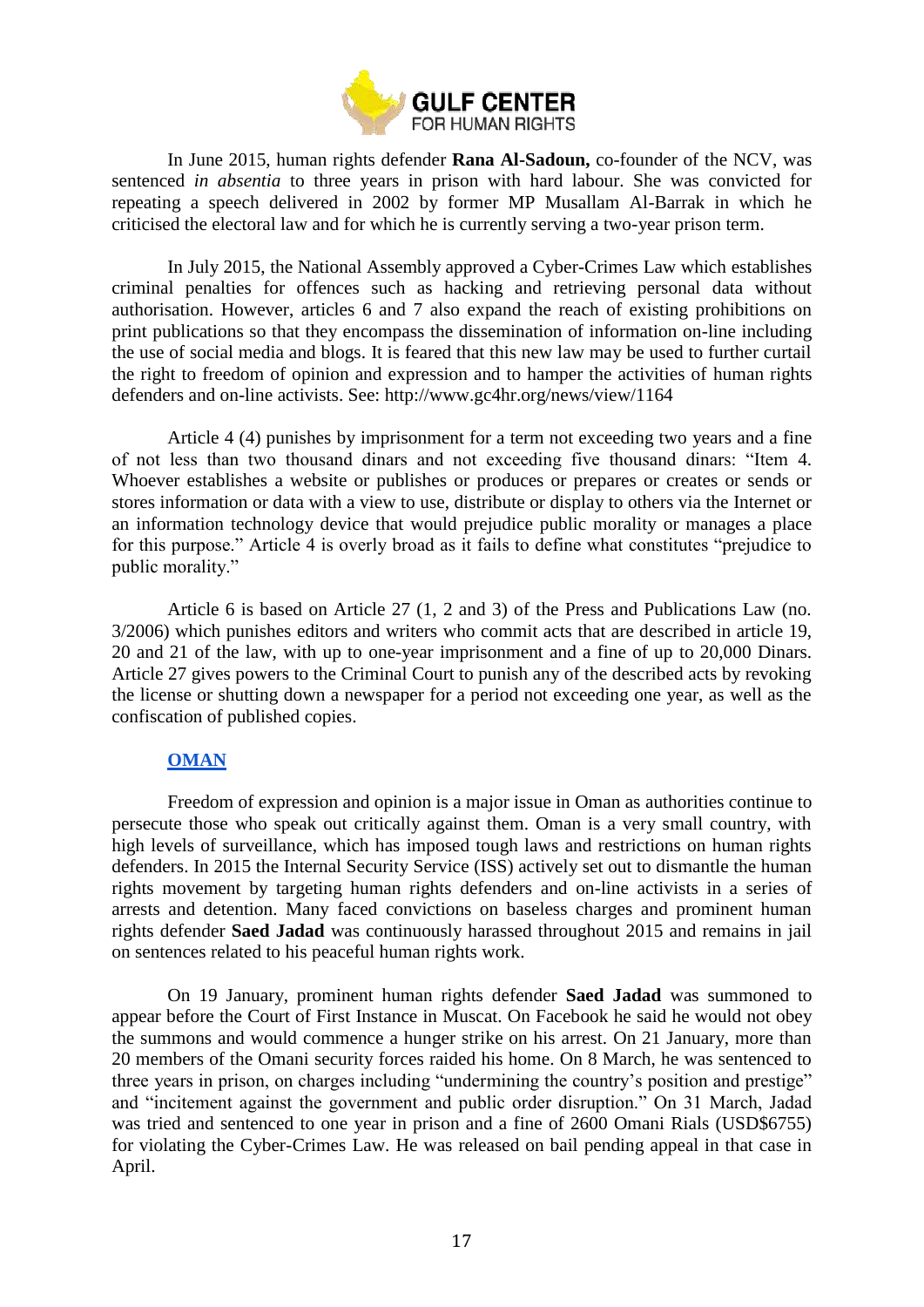In June 2015, human rights defender **Rana Al-Sadoun,** co-founder of the NCV, was sentenced *in absentia* to three years in prison with hard labour. She was convicted for repeating a speech delivered in 2002 by former MP Musallam Al-Barrak in which he criticised the electoral law and for which he is currently serving a two-year prison term.

In July 2015, the National Assembly approved a Cyber-Crimes Law which establishes criminal penalties for offences such as hacking and retrieving personal data without authorisation. However, articles 6 and 7 also expand the reach of existing prohibitions on print publications so that they encompass the dissemination of information on-line including the use of social media and blogs. It is feared that this new law may be used to further curtail the right to freedom of opinion and expression and to hamper the activities of human rights defenders and on-line activists. See: http://www.gc4hr.org/news/view/1164

Article 4 (4) punishes by imprisonment for a term not exceeding two years and a fine of not less than two thousand dinars and not exceeding five thousand dinars: "Item 4. Whoever establishes a website or publishes or produces or prepares or creates or sends or stores information or data with a view to use, distribute or display to others via the Internet or an information technology device that would prejudice public morality or manages a place for this purpose." Article 4 is overly broad as it fails to define what constitutes "prejudice to public morality."

Article 6 is based on Article 27 (1, 2 and 3) of the Press and Publications Law (no. 3/2006) which punishes editors and writers who commit acts that are described in article 19, 20 and 21 of the law, with up to one-year imprisonment and a fine of up to 20,000 Dinars. Article 27 gives powers to the Criminal Court to punish any of the described acts by revoking the license or shutting down a newspaper for a period not exceeding one year, as well as the confiscation of published copies.

## OMAN

Freedom of expression and opinion is a major issue in Oman as authorities continue to persecute those who speak out critically against them. Oman is a very small country, with high levels of surveillance, which has imposed tough laws and restrictions on human rights defenders. In 2015 the Internal Security Service (ISS) actively set out to dismantle the human rights movement by targeting human rights defenders and on-line activists in a series of arrests and detention. Many faced convictions on baseless charges and prominent human rights defender **Saed Jadad** was continuously harassed throughout 2015 and remains in jail on sentences related to his peaceful human rights work.

On 19 January, prominent human rights defender **Saed Jadad** was summoned to appear before the Court of First Instance in Muscat. On Facebook he said he would not obey the summons and would commence a hunger strike on his arrest. On 21 January, more than 20 members of the Omani security forces raided his home. On 8 March, he was sentenced to three years in prison, on charges including "undermining the country's position and prestige" and "incitement against the government and public order disruption." On 31 March, Jadad was tried and sentenced to one year in prison and a fine of 2600 Omani Rials (USD$6755) for violating the Cyber-Crimes Law. He was released on bail pending appeal in that case in April.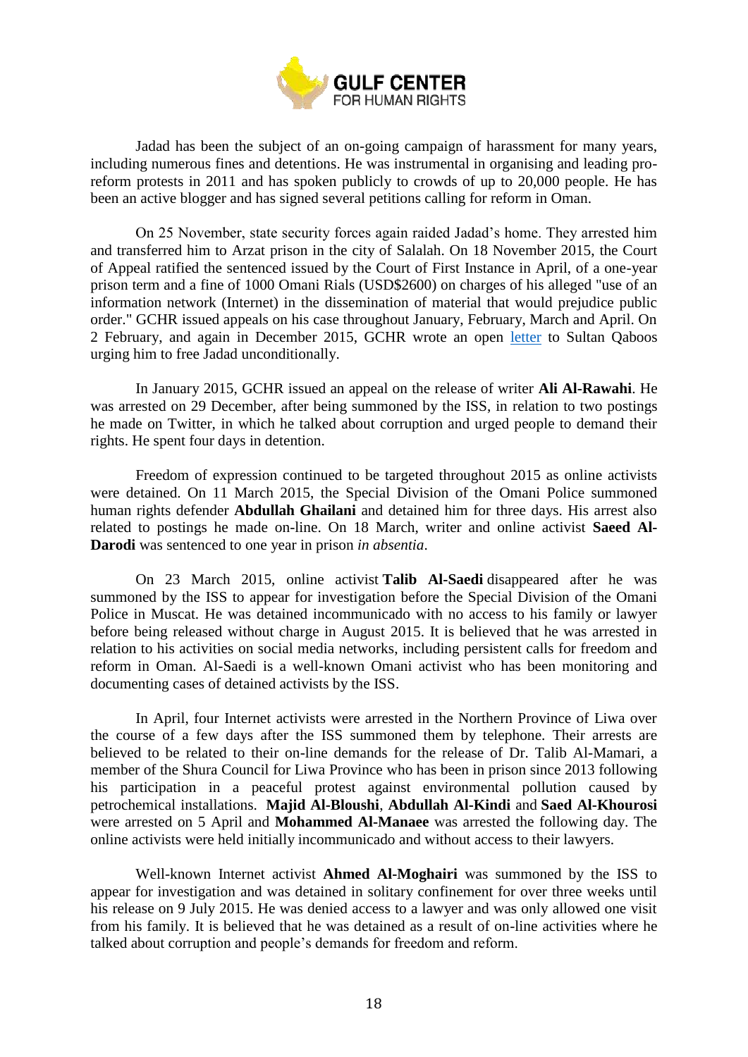Jadad has been the subject of an on-going campaign of harassment for many years, including numerous fines and detentions. He was instrumental in organising and leading pro-reform protests in 2011 and has spoken publicly to crowds of up to 20,000 people. He has been an active blogger and has signed several petitions calling for reform in Oman.

On 25 November, state security forces again raided Jadad's home. They arrested him and transferred him to Arzat prison in the city of Salalah. On 18 November 2015, the Court of Appeal ratified the sentenced issued by the Court of First Instance in April, of a one-year prison term and a fine of 1000 Omani Rials (USD$2600) on charges of his alleged "use of an information network (Internet) in the dissemination of material that would prejudice public order." GCHR issued appeals on his case throughout January, February, March and April. On 2 February, and again in December 2015, GCHR wrote an open letter to Sultan Qaboos urging him to free Jadad unconditionally.

In January 2015, GCHR issued an appeal on the release of writer **Ali Al-Rawahi**. He was arrested on 29 December, after being summoned by the ISS, in relation to two postings he made on Twitter, in which he talked about corruption and urged people to demand their rights. He spent four days in detention.

Freedom of expression continued to be targeted throughout 2015 as online activists were detained. On 11 March 2015, the Special Division of the Omani Police summoned human rights defender **Abdullah Ghailani** and detained him for three days. His arrest also related to postings he made on-line. On 18 March, writer and online activist **Saeed Al-Darodi** was sentenced to one year in prison *in absentia*.

On 23 March 2015, online activist **Talib Al-Saedi** disappeared after he was summoned by the ISS to appear for investigation before the Special Division of the Omani Police in Muscat. He was detained incommunicado with no access to his family or lawyer before being released without charge in August 2015. It is believed that he was arrested in relation to his activities on social media networks, including persistent calls for freedom and reform in Oman. Al-Saedi is a well-known Omani activist who has been monitoring and documenting cases of detained activists by the ISS.

In April, four Internet activists were arrested in the Northern Province of Liwa over the course of a few days after the ISS summoned them by telephone. Their arrests are believed to be related to their on-line demands for the release of Dr. Talib Al-Mamari, a member of the Shura Council for Liwa Province who has been in prison since 2013 following his participation in a peaceful protest against environmental pollution caused by petrochemical installations. **Majid Al-Bloushi**, **Abdullah Al-Kindi** and **Saed Al-Khourosi** were arrested on 5 April and **Mohammed Al-Manaee** was arrested the following day. The online activists were held initially incommunicado and without access to their lawyers.

Well-known Internet activist **Ahmed Al-Moghairi** was summoned by the ISS to appear for investigation and was detained in solitary confinement for over three weeks until his release on 9 July 2015. He was denied access to a lawyer and was only allowed one visit from his family. It is believed that he was detained as a result of on-line activities where he talked about corruption and people's demands for freedom and reform.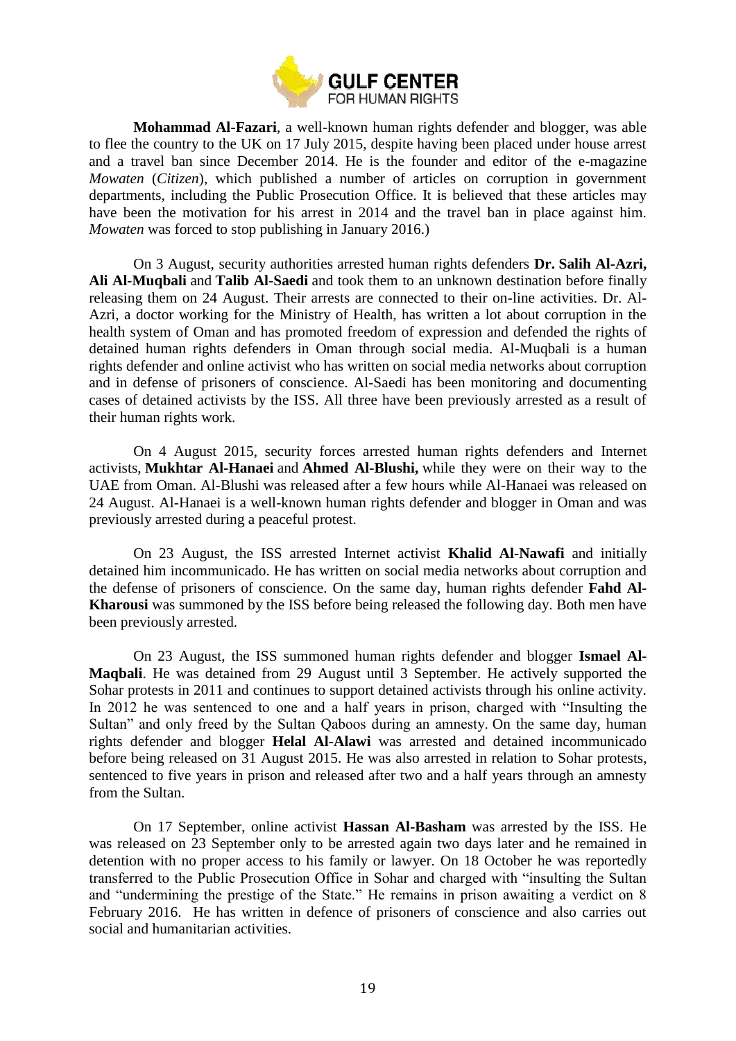**Mohammad Al-Fazari**, a well-known human rights defender and blogger, was able to flee the country to the UK on 17 July 2015, despite having been placed under house arrest and a travel ban since December 2014. He is the founder and editor of the e-magazine *Mowaten* (*Citizen*), which published a number of articles on corruption in government departments, including the Public Prosecution Office. It is believed that these articles may have been the motivation for his arrest in 2014 and the travel ban in place against him. *Mowaten* was forced to stop publishing in January 2016.)

On 3 August, security authorities arrested human rights defenders **Dr. Salih Al-Azri, Ali Al-Muqbali** and **Talib Al-Saedi** and took them to an unknown destination before finally releasing them on 24 August. Their arrests are connected to their on-line activities. Dr. Al-Azri, a doctor working for the Ministry of Health, has written a lot about corruption in the health system of Oman and has promoted freedom of expression and defended the rights of detained human rights defenders in Oman through social media. Al-Muqbali is a human rights defender and online activist who has written on social media networks about corruption and in defense of prisoners of conscience. Al-Saedi has been monitoring and documenting cases of detained activists by the ISS. All three have been previously arrested as a result of their human rights work.

On 4 August 2015, security forces arrested human rights defenders and Internet activists, **Mukhtar Al-Hanaei** and **Ahmed Al-Blushi,** while they were on their way to the UAE from Oman. Al-Blushi was released after a few hours while Al-Hanaei was released on 24 August. Al-Hanaei is a well-known human rights defender and blogger in Oman and was previously arrested during a peaceful protest.

On 23 August, the ISS arrested Internet activist **Khalid Al-Nawafi** and initially detained him incommunicado. He has written on social media networks about corruption and the defense of prisoners of conscience. On the same day, human rights defender **Fahd Al-Kharousi** was summoned by the ISS before being released the following day. Both men have been previously arrested.

On 23 August, the ISS summoned human rights defender and blogger **Ismael Al-Maqbali**. He was detained from 29 August until 3 September. He actively supported the Sohar protests in 2011 and continues to support detained activists through his online activity. In 2012 he was sentenced to one and a half years in prison, charged with "Insulting the Sultan" and only freed by the Sultan Qaboos during an amnesty. On the same day, human rights defender and blogger **Helal Al-Alawi** was arrested and detained incommunicado before being released on 31 August 2015. He was also arrested in relation to Sohar protests, sentenced to five years in prison and released after two and a half years through an amnesty from the Sultan.

On 17 September, online activist **Hassan Al-Basham** was arrested by the ISS. He was released on 23 September only to be arrested again two days later and he remained in detention with no proper access to his family or lawyer. On 18 October he was reportedly transferred to the Public Prosecution Office in Sohar and charged with "insulting the Sultan and "undermining the prestige of the State." He remains in prison awaiting a verdict on 8 February 2016. He has written in defence of prisoners of conscience and also carries out social and humanitarian activities.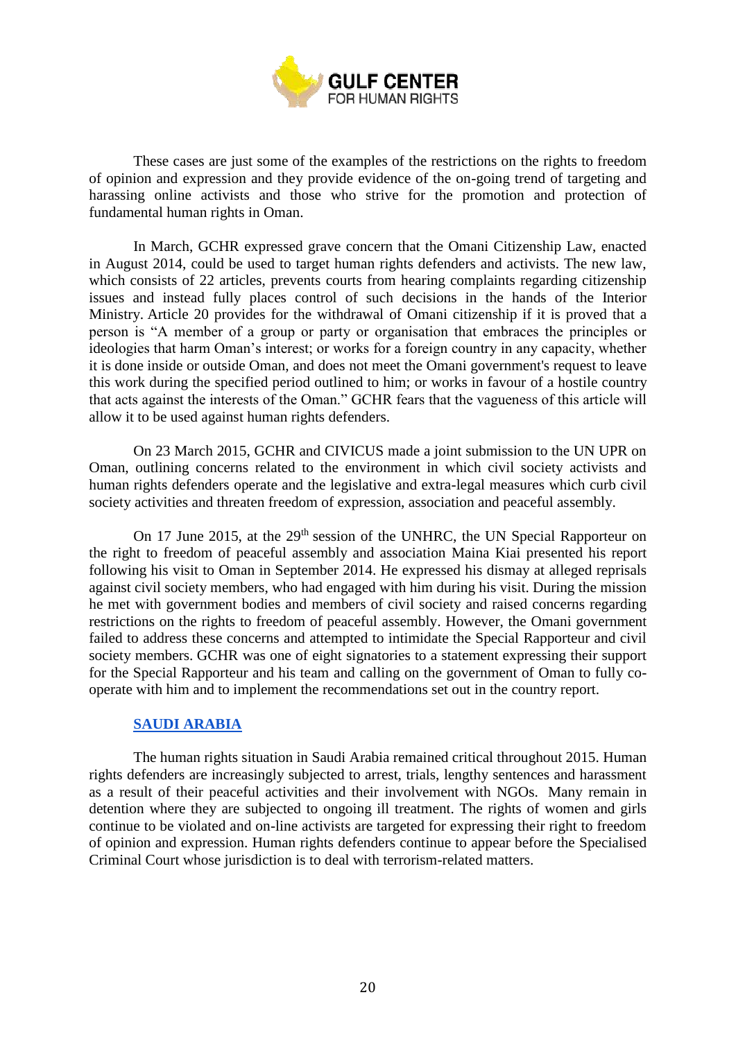These cases are just some of the examples of the restrictions on the rights to freedom of opinion and expression and they provide evidence of the on-going trend of targeting and harassing online activists and those who strive for the promotion and protection of fundamental human rights in Oman.

In March, GCHR expressed grave concern that the Omani Citizenship Law, enacted in August 2014, could be used to target human rights defenders and activists. The new law, which consists of 22 articles, prevents courts from hearing complaints regarding citizenship issues and instead fully places control of such decisions in the hands of the Interior Ministry. Article 20 provides for the withdrawal of Omani citizenship if it is proved that a person is "A member of a group or party or organisation that embraces the principles or ideologies that harm Oman's interest; or works for a foreign country in any capacity, whether it is done inside or outside Oman, and does not meet the Omani government's request to leave this work during the specified period outlined to him; or works in favour of a hostile country that acts against the interests of the Oman." GCHR fears that the vagueness of this article will allow it to be used against human rights defenders.

On 23 March 2015, GCHR and CIVICUS made a joint submission to the UN UPR on Oman, outlining concerns related to the environment in which civil society activists and human rights defenders operate and the legislative and extra-legal measures which curb civil society activities and threaten freedom of expression, association and peaceful assembly.

On 17 June 2015, at the 29th session of the UNHRC, the UN Special Rapporteur on the right to freedom of peaceful assembly and association Maina Kiai presented his report following his visit to Oman in September 2014. He expressed his dismay at alleged reprisals against civil society members, who had engaged with him during his visit. During the mission he met with government bodies and members of civil society and raised concerns regarding restrictions on the rights to freedom of peaceful assembly. However, the Omani government failed to address these concerns and attempted to intimidate the Special Rapporteur and civil society members. GCHR was one of eight signatories to a statement expressing their support for the Special Rapporteur and his team and calling on the government of Oman to fully co-operate with him and to implement the recommendations set out in the country report.

## SAUDI ARABIA

The human rights situation in Saudi Arabia remained critical throughout 2015. Human rights defenders are increasingly subjected to arrest, trials, lengthy sentences and harassment as a result of their peaceful activities and their involvement with NGOs. Many remain in detention where they are subjected to ongoing ill treatment. The rights of women and girls continue to be violated and on-line activists are targeted for expressing their right to freedom of opinion and expression. Human rights defenders continue to appear before the Specialised Criminal Court whose jurisdiction is to deal with terrorism-related matters.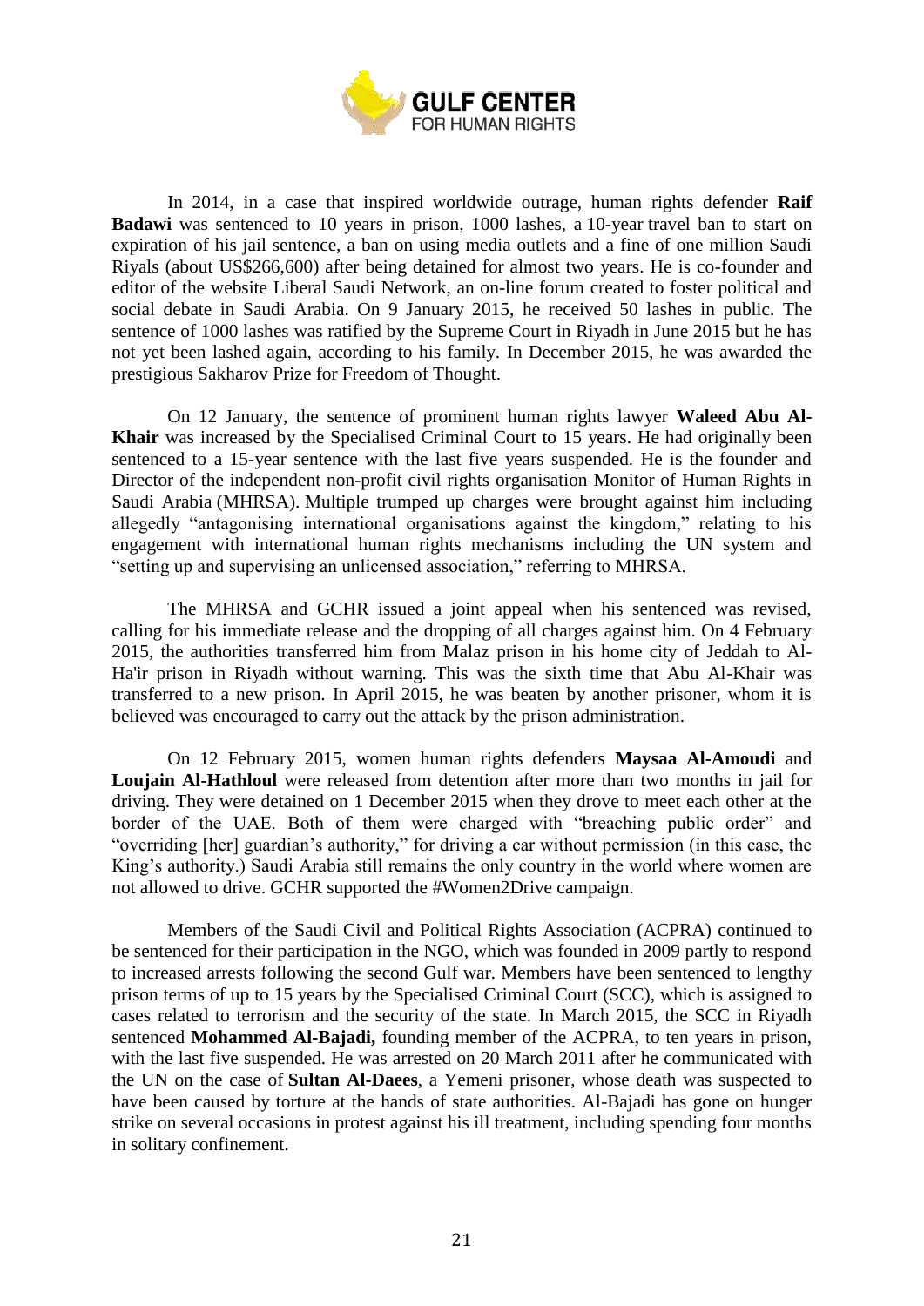In 2014, in a case that inspired worldwide outrage, human rights defender **Raif Badawi** was sentenced to 10 years in prison, 1000 lashes, a 10-year travel ban to start on expiration of his jail sentence, a ban on using media outlets and a fine of one million Saudi Riyals (about US$266,600) after being detained for almost two years. He is co-founder and editor of the website Liberal Saudi Network, an on-line forum created to foster political and social debate in Saudi Arabia. On 9 January 2015, he received 50 lashes in public. The sentence of 1000 lashes was ratified by the Supreme Court in Riyadh in June 2015 but he has not yet been lashed again, according to his family. In December 2015, he was awarded the prestigious Sakharov Prize for Freedom of Thought.

On 12 January, the sentence of prominent human rights lawyer **Waleed Abu Al-Khair** was increased by the Specialised Criminal Court to 15 years. He had originally been sentenced to a 15-year sentence with the last five years suspended. He is the founder and Director of the independent non-profit civil rights organisation Monitor of Human Rights in Saudi Arabia (MHRSA). Multiple trumped up charges were brought against him including allegedly "antagonising international organisations against the kingdom," relating to his engagement with international human rights mechanisms including the UN system and "setting up and supervising an unlicensed association," referring to MHRSA.

The MHRSA and GCHR issued a joint appeal when his sentenced was revised, calling for his immediate release and the dropping of all charges against him. On 4 February 2015, the authorities transferred him from Malaz prison in his home city of Jeddah to Al-Ha'ir prison in Riyadh without warning. This was the sixth time that Abu Al-Khair was transferred to a new prison. In April 2015, he was beaten by another prisoner, whom it is believed was encouraged to carry out the attack by the prison administration.

On 12 February 2015, women human rights defenders **Maysaa Al-Amoudi** and **Loujain Al-Hathloul** were released from detention after more than two months in jail for driving. They were detained on 1 December 2015 when they drove to meet each other at the border of the UAE. Both of them were charged with "breaching public order" and "overriding [her] guardian's authority," for driving a car without permission (in this case, the King's authority.) Saudi Arabia still remains the only country in the world where women are not allowed to drive. GCHR supported the #Women2Drive campaign.

Members of the Saudi Civil and Political Rights Association (ACPRA) continued to be sentenced for their participation in the NGO, which was founded in 2009 partly to respond to increased arrests following the second Gulf war. Members have been sentenced to lengthy prison terms of up to 15 years by the Specialised Criminal Court (SCC), which is assigned to cases related to terrorism and the security of the state. In March 2015, the SCC in Riyadh sentenced **Mohammed Al-Bajadi,** founding member of the ACPRA, to ten years in prison, with the last five suspended. He was arrested on 20 March 2011 after he communicated with the UN on the case of **Sultan Al-Daees**, a Yemeni prisoner, whose death was suspected to have been caused by torture at the hands of state authorities. Al-Bajadi has gone on hunger strike on several occasions in protest against his ill treatment, including spending four months in solitary confinement.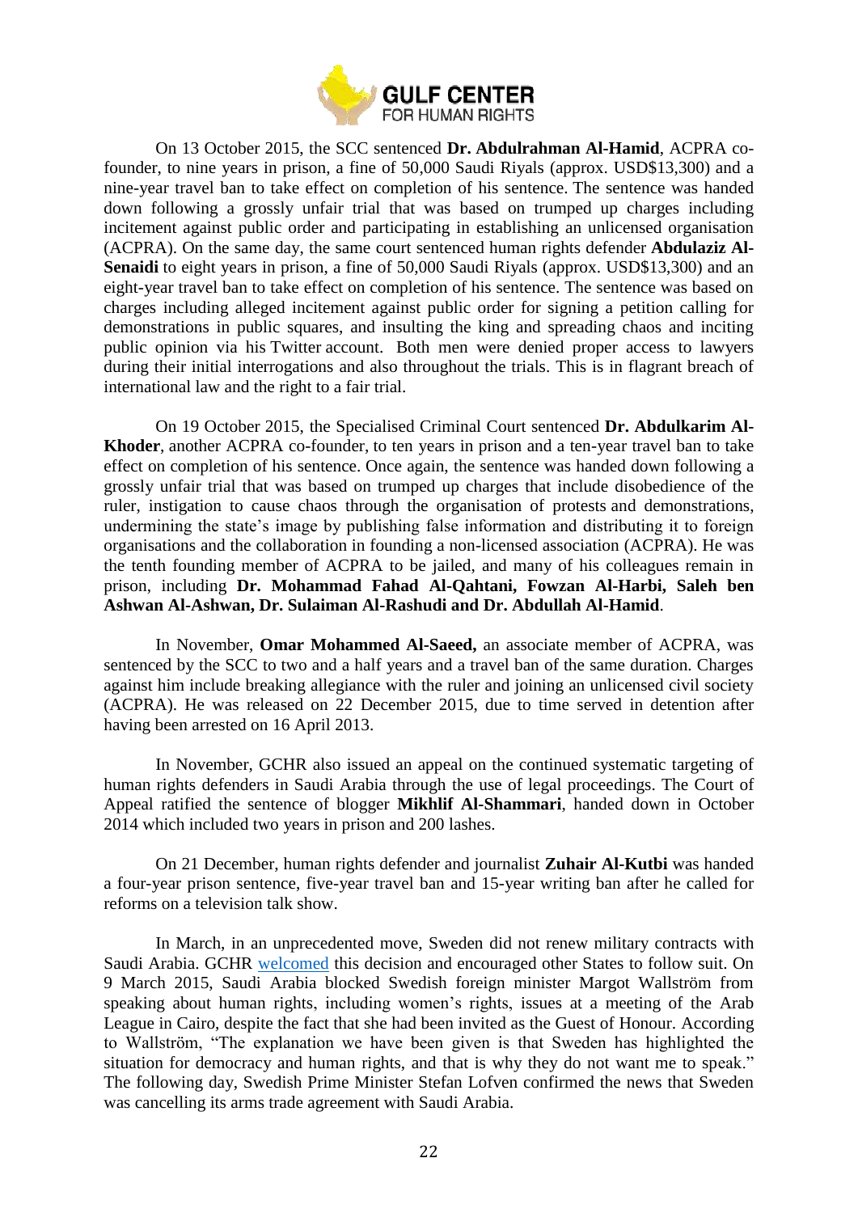On 13 October 2015, the SCC sentenced **Dr. Abdulrahman Al-Hamid**, ACPRA co-founder, to nine years in prison, a fine of 50,000 Saudi Riyals (approx. USD$13,300) and a nine-year travel ban to take effect on completion of his sentence. The sentence was handed down following a grossly unfair trial that was based on trumped up charges including incitement against public order and participating in establishing an unlicensed organisation (ACPRA). On the same day, the same court sentenced human rights defender **Abdulaziz Al-Senaidi** to eight years in prison, a fine of 50,000 Saudi Riyals (approx. USD$13,300) and an eight-year travel ban to take effect on completion of his sentence. The sentence was based on charges including alleged incitement against public order for signing a petition calling for demonstrations in public squares, and insulting the king and spreading chaos and inciting public opinion via his Twitter account. Both men were denied proper access to lawyers during their initial interrogations and also throughout the trials. This is in flagrant breach of international law and the right to a fair trial.

On 19 October 2015, the Specialised Criminal Court sentenced **Dr. Abdulkarim Al-Khoder**, another ACPRA co-founder, to ten years in prison and a ten-year travel ban to take effect on completion of his sentence. Once again, the sentence was handed down following a grossly unfair trial that was based on trumped up charges that include disobedience of the ruler, instigation to cause chaos through the organisation of protests and demonstrations, undermining the state's image by publishing false information and distributing it to foreign organisations and the collaboration in founding a non-licensed association (ACPRA). He was the tenth founding member of ACPRA to be jailed, and many of his colleagues remain in prison, including **Dr. Mohammad Fahad Al-Qahtani, Fowzan Al-Harbi, Saleh ben Ashwan Al-Ashwan, Dr. Sulaiman Al-Rashudi and Dr. Abdullah Al-Hamid**.

In November, **Omar Mohammed Al-Saeed,** an associate member of ACPRA, was sentenced by the SCC to two and a half years and a travel ban of the same duration. Charges against him include breaking allegiance with the ruler and joining an unlicensed civil society (ACPRA). He was released on 22 December 2015, due to time served in detention after having been arrested on 16 April 2013.

In November, GCHR also issued an appeal on the continued systematic targeting of human rights defenders in Saudi Arabia through the use of legal proceedings. The Court of Appeal ratified the sentence of blogger **Mikhlif Al-Shammari**, handed down in October 2014 which included two years in prison and 200 lashes.

On 21 December, human rights defender and journalist **Zuhair Al-Kutbi** was handed a four-year prison sentence, five-year travel ban and 15-year writing ban after he called for reforms on a television talk show.

In March, in an unprecedented move, Sweden did not renew military contracts with Saudi Arabia. GCHR welcomed this decision and encouraged other States to follow suit. On 9 March 2015, Saudi Arabia blocked Swedish foreign minister Margot Wallström from speaking about human rights, including women's rights, issues at a meeting of the Arab League in Cairo, despite the fact that she had been invited as the Guest of Honour. According to Wallström, "The explanation we have been given is that Sweden has highlighted the situation for democracy and human rights, and that is why they do not want me to speak." The following day, Swedish Prime Minister Stefan Lofven confirmed the news that Sweden was cancelling its arms trade agreement with Saudi Arabia.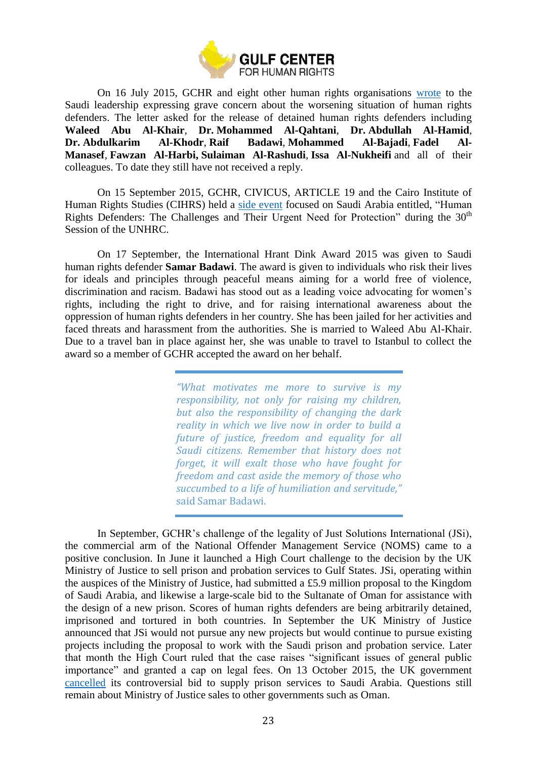On 16 July 2015, GCHR and eight other human rights organisations wrote to the Saudi leadership expressing grave concern about the worsening situation of human rights defenders. The letter asked for the release of detained human rights defenders including **Waleed Abu Al-Khair**, **Dr. Mohammed Al-Qahtani**, **Dr. Abdullah Al-Hamid**, **Dr. Abdulkarim Al-Khodr**, **Raif Badawi**, **Mohammed Al-Bajadi**, **Fadel Al-Manasef**, **Fawzan Al-Harbi, Sulaiman Al-Rashudi**, **Issa Al-Nukheifi** and all of their colleagues. To date they still have not received a reply.

On 15 September 2015, GCHR, CIVICUS, ARTICLE 19 and the Cairo Institute of Human Rights Studies (CIHRS) held a side event focused on Saudi Arabia entitled, "Human Rights Defenders: The Challenges and Their Urgent Need for Protection" during the 30th Session of the UNHRC.

On 17 September, the International Hrant Dink Award 2015 was given to Saudi human rights defender **Samar Badawi**. The award is given to individuals who risk their lives for ideals and principles through peaceful means aiming for a world free of violence, discrimination and racism. Badawi has stood out as a leading voice advocating for women's rights, including the right to drive, and for raising international awareness about the oppression of human rights defenders in her country. She has been jailed for her activities and faced threats and harassment from the authorities. She is married to Waleed Abu Al-Khair. Due to a travel ban in place against her, she was unable to travel to Istanbul to collect the award so a member of GCHR accepted the award on her behalf.

> *"What motivates me more to survive is my responsibility, not only for raising my children, but also the responsibility of changing the dark reality in which we live now in order to build a future of justice, freedom and equality for all Saudi citizens. Remember that history does not forget, it will exalt those who have fought for freedom and cast aside the memory of those who succumbed to a life of humiliation and servitude,"* said Samar Badawi.

In September, GCHR's challenge of the legality of Just Solutions International (JSi), the commercial arm of the National Offender Management Service (NOMS) came to a positive conclusion. In June it launched a High Court challenge to the decision by the UK Ministry of Justice to sell prison and probation services to Gulf States. JSi, operating within the auspices of the Ministry of Justice, had submitted a £5.9 million proposal to the Kingdom of Saudi Arabia, and likewise a large-scale bid to the Sultanate of Oman for assistance with the design of a new prison. Scores of human rights defenders are being arbitrarily detained, imprisoned and tortured in both countries. In September the UK Ministry of Justice announced that JSi would not pursue any new projects but would continue to pursue existing projects including the proposal to work with the Saudi prison and probation service. Later that month the High Court ruled that the case raises "significant issues of general public importance" and granted a cap on legal fees. On 13 October 2015, the UK government cancelled its controversial bid to supply prison services to Saudi Arabia. Questions still remain about Ministry of Justice sales to other governments such as Oman.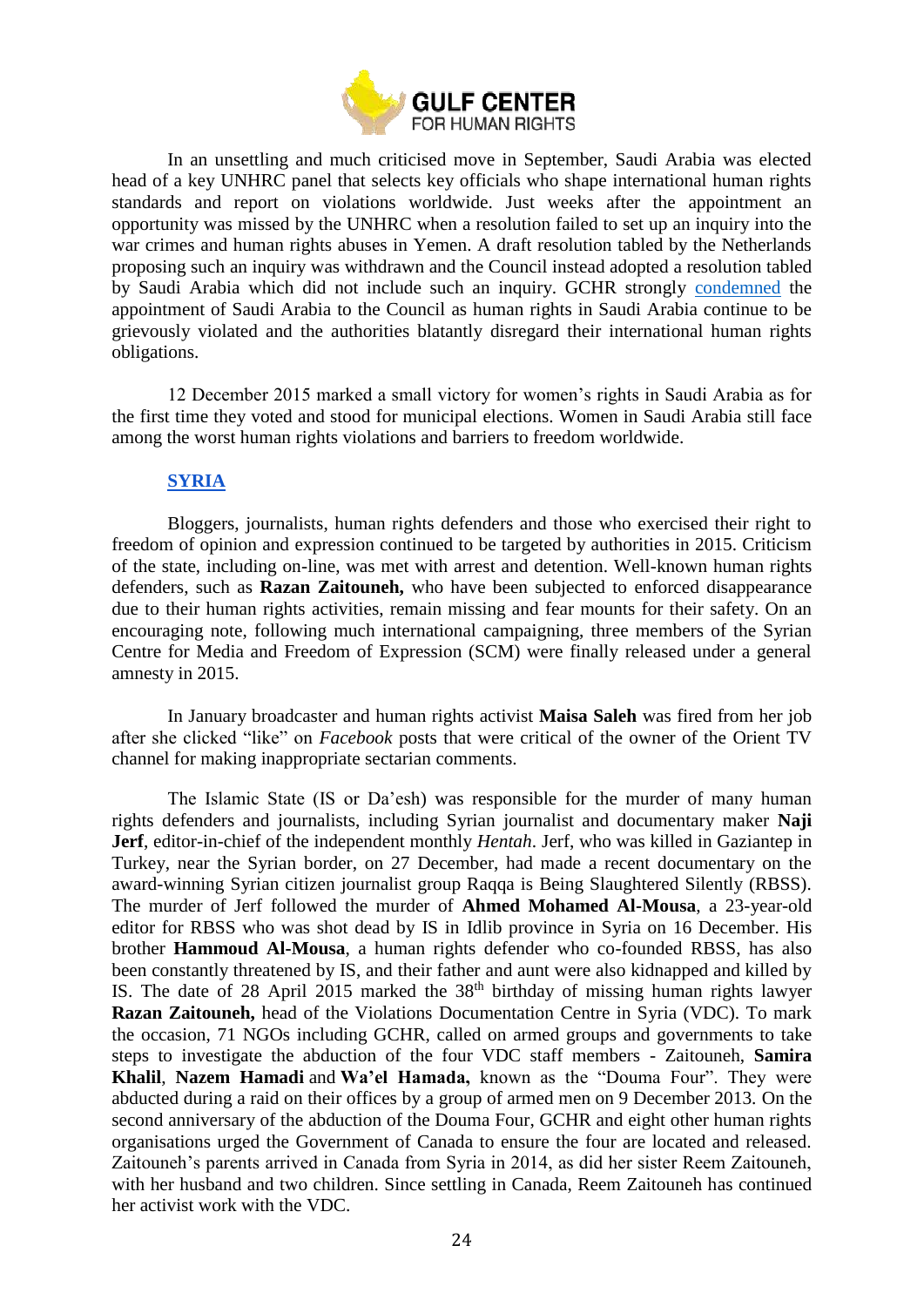In an unsettling and much criticised move in September, Saudi Arabia was elected head of a key UNHRC panel that selects key officials who shape international human rights standards and report on violations worldwide. Just weeks after the appointment an opportunity was missed by the UNHRC when a resolution failed to set up an inquiry into the war crimes and human rights abuses in Yemen. A draft resolution tabled by the Netherlands proposing such an inquiry was withdrawn and the Council instead adopted a resolution tabled by Saudi Arabia which did not include such an inquiry. GCHR strongly [condemned](#) the appointment of Saudi Arabia to the Council as human rights in Saudi Arabia continue to be grievously violated and the authorities blatantly disregard their international human rights obligations.

12 December 2015 marked a small victory for women's rights in Saudi Arabia as for the first time they voted and stood for municipal elections. Women in Saudi Arabia still face among the worst human rights violations and barriers to freedom worldwide.

## SYRIA

Bloggers, journalists, human rights defenders and those who exercised their right to freedom of opinion and expression continued to be targeted by authorities in 2015. Criticism of the state, including on-line, was met with arrest and detention. Well-known human rights defenders, such as **Razan Zaitouneh,** who have been subjected to enforced disappearance due to their human rights activities, remain missing and fear mounts for their safety. On an encouraging note, following much international campaigning, three members of the Syrian Centre for Media and Freedom of Expression (SCM) were finally released under a general amnesty in 2015.

In January broadcaster and human rights activist **Maisa Saleh** was fired from her job after she clicked "like" on *Facebook* posts that were critical of the owner of the Orient TV channel for making inappropriate sectarian comments.

The Islamic State (IS or Da'esh) was responsible for the murder of many human rights defenders and journalists, including Syrian journalist and documentary maker **Naji Jerf**, editor-in-chief of the independent monthly *Hentah*. Jerf, who was killed in Gaziantep in Turkey, near the Syrian border, on 27 December, had made a recent documentary on the award-winning Syrian citizen journalist group Raqqa is Being Slaughtered Silently (RBSS). The murder of Jerf followed the murder of **Ahmed Mohamed Al-Mousa**, a 23-year-old editor for RBSS who was shot dead by IS in Idlib province in Syria on 16 December. His brother **Hammoud Al-Mousa**, a human rights defender who co-founded RBSS, has also been constantly threatened by IS, and their father and aunt were also kidnapped and killed by IS. The date of 28 April 2015 marked the 38th birthday of missing human rights lawyer **Razan Zaitouneh,** head of the Violations Documentation Centre in Syria (VDC). To mark the occasion, 71 NGOs including GCHR, called on armed groups and governments to take steps to investigate the abduction of the four VDC staff members - Zaitouneh, **Samira Khalil**, **Nazem Hamadi** and **Wa'el Hamada,** known as the "Douma Four". They were abducted during a raid on their offices by a group of armed men on 9 December 2013. On the second anniversary of the abduction of the Douma Four, GCHR and eight other human rights organisations urged the Government of Canada to ensure the four are located and released. Zaitouneh's parents arrived in Canada from Syria in 2014, as did her sister Reem Zaitouneh, with her husband and two children. Since settling in Canada, Reem Zaitouneh has continued her activist work with the VDC.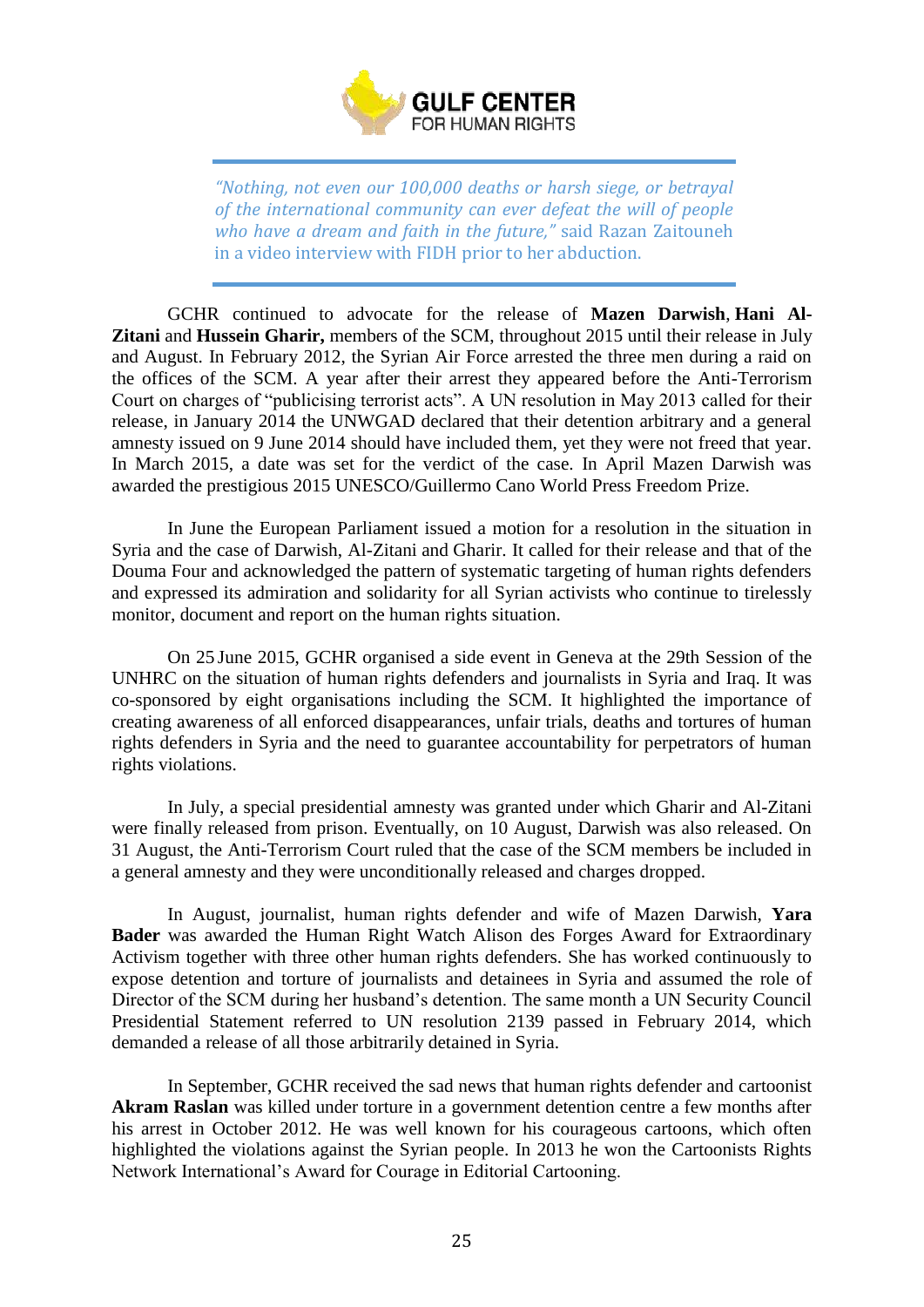> *"Nothing, not even our 100,000 deaths or harsh siege, or betrayal of the international community can ever defeat the will of people who have a dream and faith in the future,"* said Razan Zaitouneh in a video interview with FIDH prior to her abduction.

GCHR continued to advocate for the release of **Mazen Darwish**, **Hani Al-Zitani** and **Hussein Gharir,** members of the SCM, throughout 2015 until their release in July and August. In February 2012, the Syrian Air Force arrested the three men during a raid on the offices of the SCM. A year after their arrest they appeared before the Anti-Terrorism Court on charges of "publicising terrorist acts". A UN resolution in May 2013 called for their release, in January 2014 the UNWGAD declared that their detention arbitrary and a general amnesty issued on 9 June 2014 should have included them, yet they were not freed that year. In March 2015, a date was set for the verdict of the case. In April Mazen Darwish was awarded the prestigious 2015 UNESCO/Guillermo Cano World Press Freedom Prize.

In June the European Parliament issued a motion for a resolution in the situation in Syria and the case of Darwish, Al-Zitani and Gharir. It called for their release and that of the Douma Four and acknowledged the pattern of systematic targeting of human rights defenders and expressed its admiration and solidarity for all Syrian activists who continue to tirelessly monitor, document and report on the human rights situation.

On 25 June 2015, GCHR organised a side event in Geneva at the 29th Session of the UNHRC on the situation of human rights defenders and journalists in Syria and Iraq. It was co-sponsored by eight organisations including the SCM. It highlighted the importance of creating awareness of all enforced disappearances, unfair trials, deaths and tortures of human rights defenders in Syria and the need to guarantee accountability for perpetrators of human rights violations.

In July, a special presidential amnesty was granted under which Gharir and Al-Zitani were finally released from prison. Eventually, on 10 August, Darwish was also released. On 31 August, the Anti-Terrorism Court ruled that the case of the SCM members be included in a general amnesty and they were unconditionally released and charges dropped.

In August, journalist, human rights defender and wife of Mazen Darwish, **Yara Bader** was awarded the Human Right Watch Alison des Forges Award for Extraordinary Activism together with three other human rights defenders. She has worked continuously to expose detention and torture of journalists and detainees in Syria and assumed the role of Director of the SCM during her husband's detention. The same month a UN Security Council Presidential Statement referred to UN resolution 2139 passed in February 2014, which demanded a release of all those arbitrarily detained in Syria.

In September, GCHR received the sad news that human rights defender and cartoonist **Akram Raslan** was killed under torture in a government detention centre a few months after his arrest in October 2012. He was well known for his courageous cartoons, which often highlighted the violations against the Syrian people. In 2013 he won the Cartoonists Rights Network International's Award for Courage in Editorial Cartooning.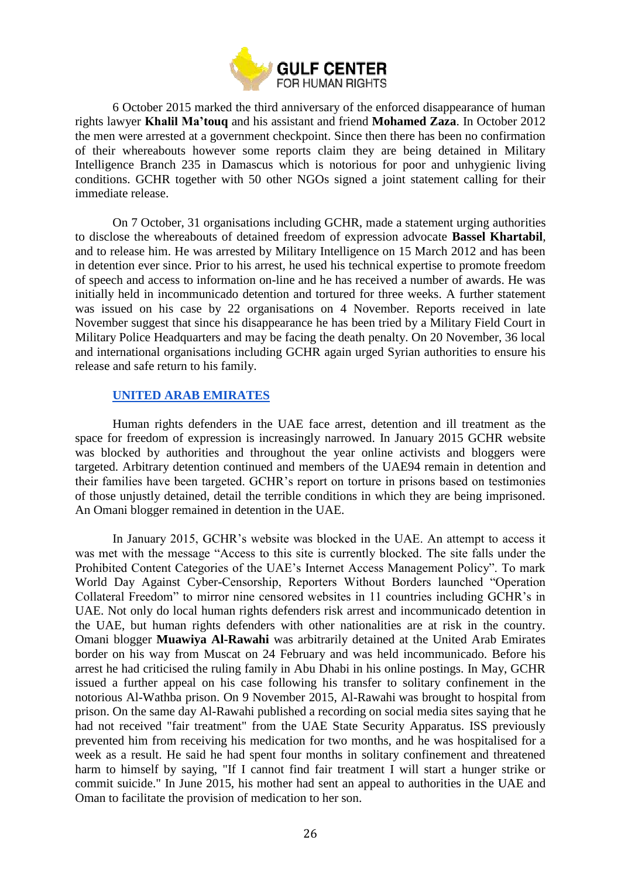6 October 2015 marked the third anniversary of the enforced disappearance of human rights lawyer **Khalil Ma'touq** and his assistant and friend **Mohamed Zaza**. In October 2012 the men were arrested at a government checkpoint. Since then there has been no confirmation of their whereabouts however some reports claim they are being detained in Military Intelligence Branch 235 in Damascus which is notorious for poor and unhygienic living conditions. GCHR together with 50 other NGOs signed a joint statement calling for their immediate release.

On 7 October, 31 organisations including GCHR, made a statement urging authorities to disclose the whereabouts of detained freedom of expression advocate **Bassel Khartabil**, and to release him. He was arrested by Military Intelligence on 15 March 2012 and has been in detention ever since. Prior to his arrest, he used his technical expertise to promote freedom of speech and access to information on-line and he has received a number of awards. He was initially held in incommunicado detention and tortured for three weeks. A further statement was issued on his case by 22 organisations on 4 November. Reports received in late November suggest that since his disappearance he has been tried by a Military Field Court in Military Police Headquarters and may be facing the death penalty. On 20 November, 36 local and international organisations including GCHR again urged Syrian authorities to ensure his release and safe return to his family.

## UNITED ARAB EMIRATES

Human rights defenders in the UAE face arrest, detention and ill treatment as the space for freedom of expression is increasingly narrowed. In January 2015 GCHR website was blocked by authorities and throughout the year online activists and bloggers were targeted. Arbitrary detention continued and members of the UAE94 remain in detention and their families have been targeted. GCHR's report on torture in prisons based on testimonies of those unjustly detained, detail the terrible conditions in which they are being imprisoned. An Omani blogger remained in detention in the UAE.

In January 2015, GCHR's website was blocked in the UAE. An attempt to access it was met with the message "Access to this site is currently blocked. The site falls under the Prohibited Content Categories of the UAE's Internet Access Management Policy". To mark World Day Against Cyber-Censorship, Reporters Without Borders launched "Operation Collateral Freedom" to mirror nine censored websites in 11 countries including GCHR's in UAE. Not only do local human rights defenders risk arrest and incommunicado detention in the UAE, but human rights defenders with other nationalities are at risk in the country. Omani blogger **Muawiya Al-Rawahi** was arbitrarily detained at the United Arab Emirates border on his way from Muscat on 24 February and was held incommunicado. Before his arrest he had criticised the ruling family in Abu Dhabi in his online postings. In May, GCHR issued a further appeal on his case following his transfer to solitary confinement in the notorious Al-Wathba prison. On 9 November 2015, Al-Rawahi was brought to hospital from prison. On the same day Al-Rawahi published a recording on social media sites saying that he had not received "fair treatment" from the UAE State Security Apparatus. ISS previously prevented him from receiving his medication for two months, and he was hospitalised for a week as a result. He said he had spent four months in solitary confinement and threatened harm to himself by saying, "If I cannot find fair treatment I will start a hunger strike or commit suicide." In June 2015, his mother had sent an appeal to authorities in the UAE and Oman to facilitate the provision of medication to her son.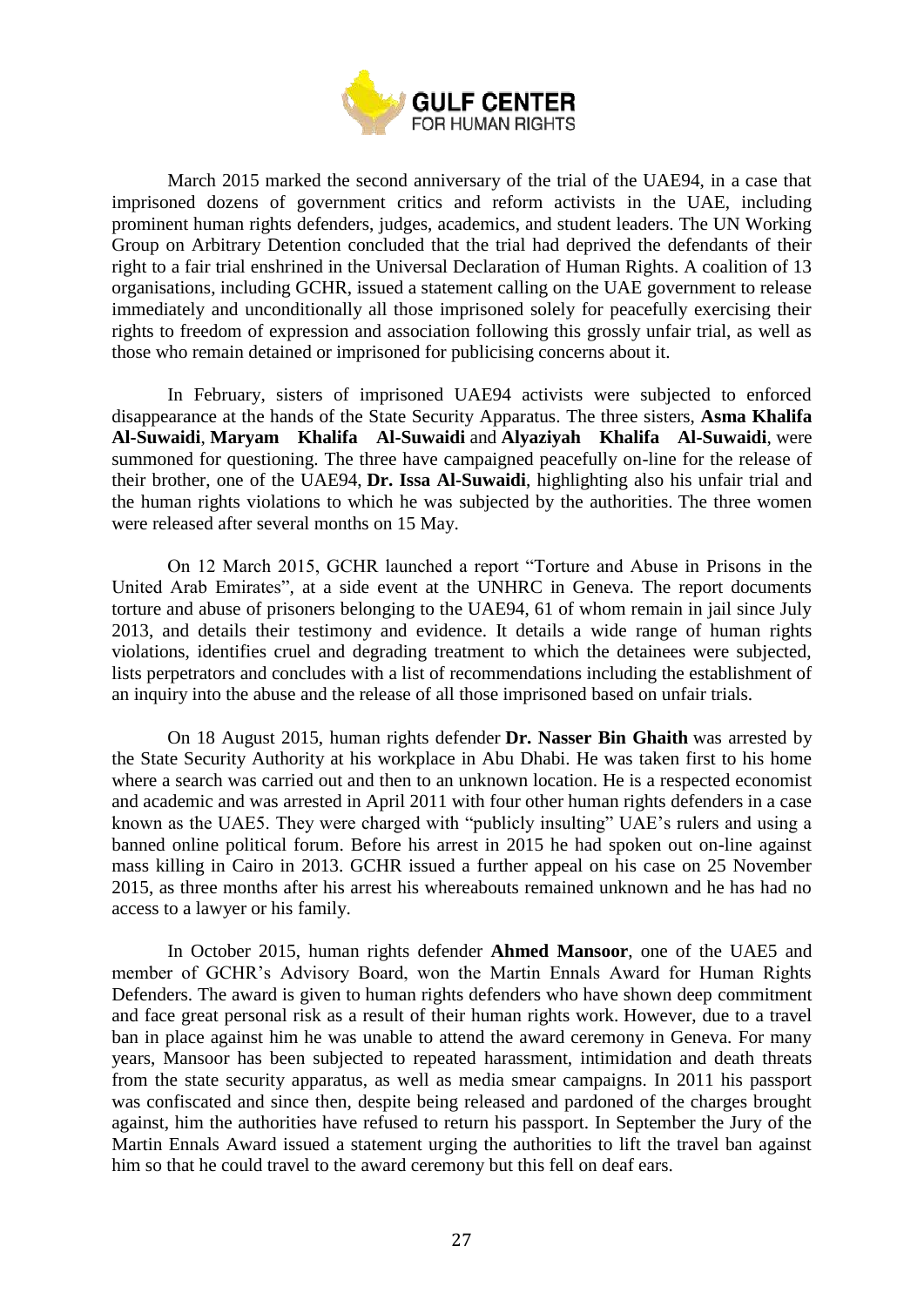March 2015 marked the second anniversary of the trial of the UAE94, in a case that imprisoned dozens of government critics and reform activists in the UAE, including prominent human rights defenders, judges, academics, and student leaders. The UN Working Group on Arbitrary Detention concluded that the trial had deprived the defendants of their right to a fair trial enshrined in the Universal Declaration of Human Rights. A coalition of 13 organisations, including GCHR, issued a statement calling on the UAE government to release immediately and unconditionally all those imprisoned solely for peacefully exercising their rights to freedom of expression and association following this grossly unfair trial, as well as those who remain detained or imprisoned for publicising concerns about it.

In February, sisters of imprisoned UAE94 activists were subjected to enforced disappearance at the hands of the State Security Apparatus. The three sisters, **Asma Khalifa Al-Suwaidi**, **Maryam Khalifa Al-Suwaidi** and **Alyaziyah Khalifa Al-Suwaidi**, were summoned for questioning. The three have campaigned peacefully on-line for the release of their brother, one of the UAE94, **Dr. Issa Al-Suwaidi**, highlighting also his unfair trial and the human rights violations to which he was subjected by the authorities. The three women were released after several months on 15 May.

On 12 March 2015, GCHR launched a report "Torture and Abuse in Prisons in the United Arab Emirates", at a side event at the UNHRC in Geneva. The report documents torture and abuse of prisoners belonging to the UAE94, 61 of whom remain in jail since July 2013, and details their testimony and evidence. It details a wide range of human rights violations, identifies cruel and degrading treatment to which the detainees were subjected, lists perpetrators and concludes with a list of recommendations including the establishment of an inquiry into the abuse and the release of all those imprisoned based on unfair trials.

On 18 August 2015, human rights defender **Dr. Nasser Bin Ghaith** was arrested by the State Security Authority at his workplace in Abu Dhabi. He was taken first to his home where a search was carried out and then to an unknown location. He is a respected economist and academic and was arrested in April 2011 with four other human rights defenders in a case known as the UAE5. They were charged with "publicly insulting" UAE's rulers and using a banned online political forum. Before his arrest in 2015 he had spoken out on-line against mass killing in Cairo in 2013. GCHR issued a further appeal on his case on 25 November 2015, as three months after his arrest his whereabouts remained unknown and he has had no access to a lawyer or his family.

In October 2015, human rights defender **Ahmed Mansoor**, one of the UAE5 and member of GCHR's Advisory Board, won the Martin Ennals Award for Human Rights Defenders. The award is given to human rights defenders who have shown deep commitment and face great personal risk as a result of their human rights work. However, due to a travel ban in place against him he was unable to attend the award ceremony in Geneva. For many years, Mansoor has been subjected to repeated harassment, intimidation and death threats from the state security apparatus, as well as media smear campaigns. In 2011 his passport was confiscated and since then, despite being released and pardoned of the charges brought against, him the authorities have refused to return his passport. In September the Jury of the Martin Ennals Award issued a statement urging the authorities to lift the travel ban against him so that he could travel to the award ceremony but this fell on deaf ears.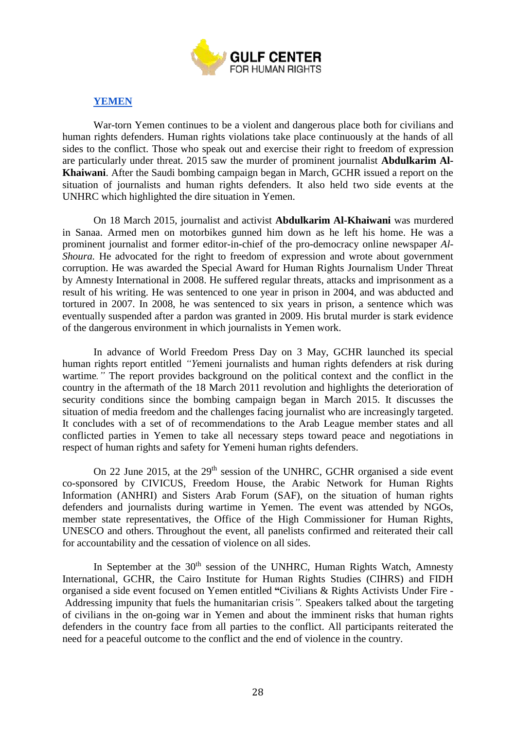## YEMEN

War-torn Yemen continues to be a violent and dangerous place both for civilians and human rights defenders. Human rights violations take place continuously at the hands of all sides to the conflict. Those who speak out and exercise their right to freedom of expression are particularly under threat. 2015 saw the murder of prominent journalist **Abdulkarim Al-Khaiwani**. After the Saudi bombing campaign began in March, GCHR issued a report on the situation of journalists and human rights defenders. It also held two side events at the UNHRC which highlighted the dire situation in Yemen.

On 18 March 2015, journalist and activist **Abdulkarim Al-Khaiwani** was murdered in Sanaa. Armed men on motorbikes gunned him down as he left his home. He was a prominent journalist and former editor-in-chief of the pro-democracy online newspaper *Al-Shoura.* He advocated for the right to freedom of expression and wrote about government corruption. He was awarded the Special Award for Human Rights Journalism Under Threat by Amnesty International in 2008. He suffered regular threats, attacks and imprisonment as a result of his writing. He was sentenced to one year in prison in 2004, and was abducted and tortured in 2007. In 2008, he was sentenced to six years in prison, a sentence which was eventually suspended after a pardon was granted in 2009. His brutal murder is stark evidence of the dangerous environment in which journalists in Yemen work.

In advance of World Freedom Press Day on 3 May, GCHR launched its special human rights report entitled *"Y*emeni journalists and human rights defenders at risk during wartime*."* The report provides background on the political context and the conflict in the country in the aftermath of the 18 March 2011 revolution and highlights the deterioration of security conditions since the bombing campaign began in March 2015. It discusses the situation of media freedom and the challenges facing journalist who are increasingly targeted. It concludes with a set of of recommendations to the Arab League member states and all conflicted parties in Yemen to take all necessary steps toward peace and negotiations in respect of human rights and safety for Yemeni human rights defenders.

On 22 June 2015, at the 29th session of the UNHRC, GCHR organised a side event co-sponsored by CIVICUS, Freedom House, the Arabic Network for Human Rights Information (ANHRI) and Sisters Arab Forum (SAF), on the situation of human rights defenders and journalists during wartime in Yemen. The event was attended by NGOs, member state representatives, the Office of the High Commissioner for Human Rights, UNESCO and others. Throughout the event, all panelists confirmed and reiterated their call for accountability and the cessation of violence on all sides.

In September at the 30th session of the UNHRC, Human Rights Watch, Amnesty International, GCHR, the Cairo Institute for Human Rights Studies (CIHRS) and FIDH organised a side event focused on Yemen entitled **"**Civilians & Rights Activists Under Fire - Addressing impunity that fuels the humanitarian crisis*".* Speakers talked about the targeting of civilians in the on-going war in Yemen and about the imminent risks that human rights defenders in the country face from all parties to the conflict. All participants reiterated the need for a peaceful outcome to the conflict and the end of violence in the country.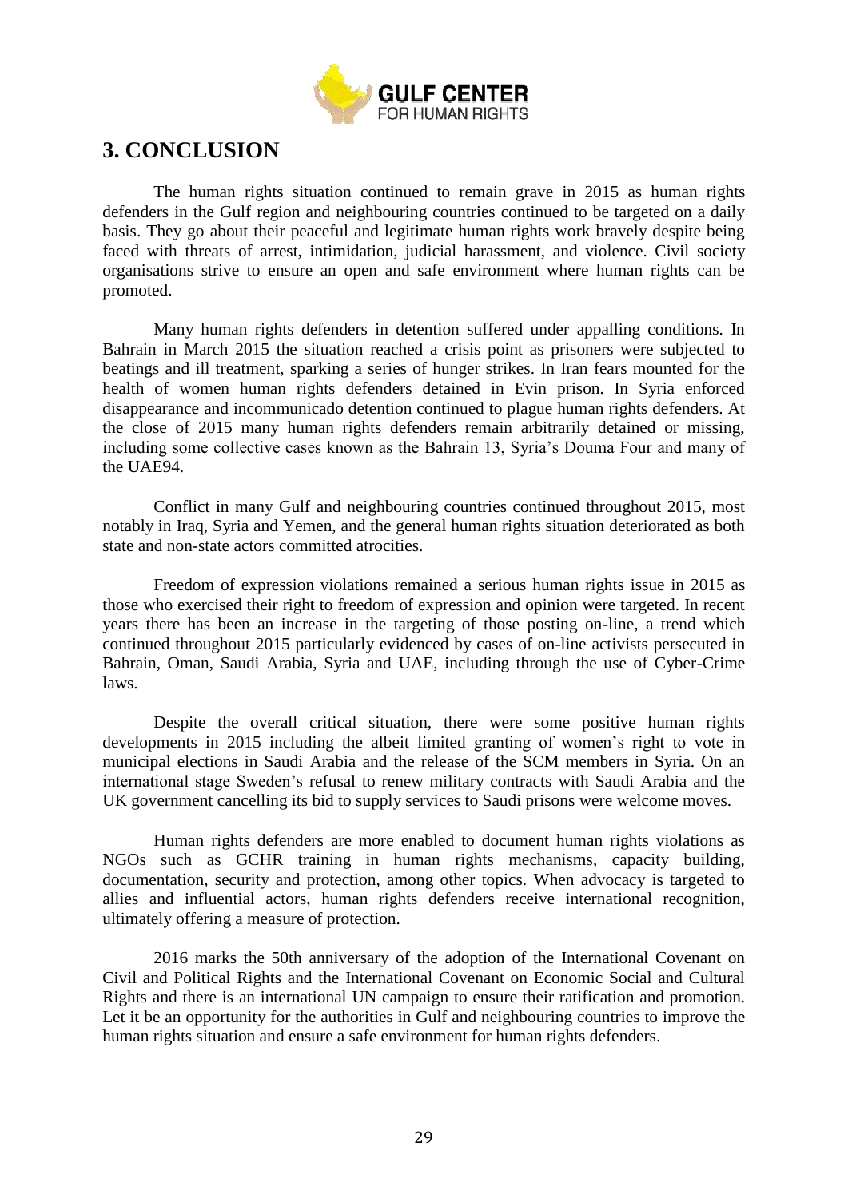## 3. CONCLUSION

The human rights situation continued to remain grave in 2015 as human rights defenders in the Gulf region and neighbouring countries continued to be targeted on a daily basis. They go about their peaceful and legitimate human rights work bravely despite being faced with threats of arrest, intimidation, judicial harassment, and violence. Civil society organisations strive to ensure an open and safe environment where human rights can be promoted.

Many human rights defenders in detention suffered under appalling conditions. In Bahrain in March 2015 the situation reached a crisis point as prisoners were subjected to beatings and ill treatment, sparking a series of hunger strikes. In Iran fears mounted for the health of women human rights defenders detained in Evin prison. In Syria enforced disappearance and incommunicado detention continued to plague human rights defenders. At the close of 2015 many human rights defenders remain arbitrarily detained or missing, including some collective cases known as the Bahrain 13, Syria's Douma Four and many of the UAE94.

Conflict in many Gulf and neighbouring countries continued throughout 2015, most notably in Iraq, Syria and Yemen, and the general human rights situation deteriorated as both state and non-state actors committed atrocities.

Freedom of expression violations remained a serious human rights issue in 2015 as those who exercised their right to freedom of expression and opinion were targeted. In recent years there has been an increase in the targeting of those posting on-line, a trend which continued throughout 2015 particularly evidenced by cases of on-line activists persecuted in Bahrain, Oman, Saudi Arabia, Syria and UAE, including through the use of Cyber-Crime laws.

Despite the overall critical situation, there were some positive human rights developments in 2015 including the albeit limited granting of women's right to vote in municipal elections in Saudi Arabia and the release of the SCM members in Syria. On an international stage Sweden's refusal to renew military contracts with Saudi Arabia and the UK government cancelling its bid to supply services to Saudi prisons were welcome moves.

Human rights defenders are more enabled to document human rights violations as NGOs such as GCHR training in human rights mechanisms, capacity building, documentation, security and protection, among other topics. When advocacy is targeted to allies and influential actors, human rights defenders receive international recognition, ultimately offering a measure of protection.

2016 marks the 50th anniversary of the adoption of the International Covenant on Civil and Political Rights and the International Covenant on Economic Social and Cultural Rights and there is an international UN campaign to ensure their ratification and promotion. Let it be an opportunity for the authorities in Gulf and neighbouring countries to improve the human rights situation and ensure a safe environment for human rights defenders.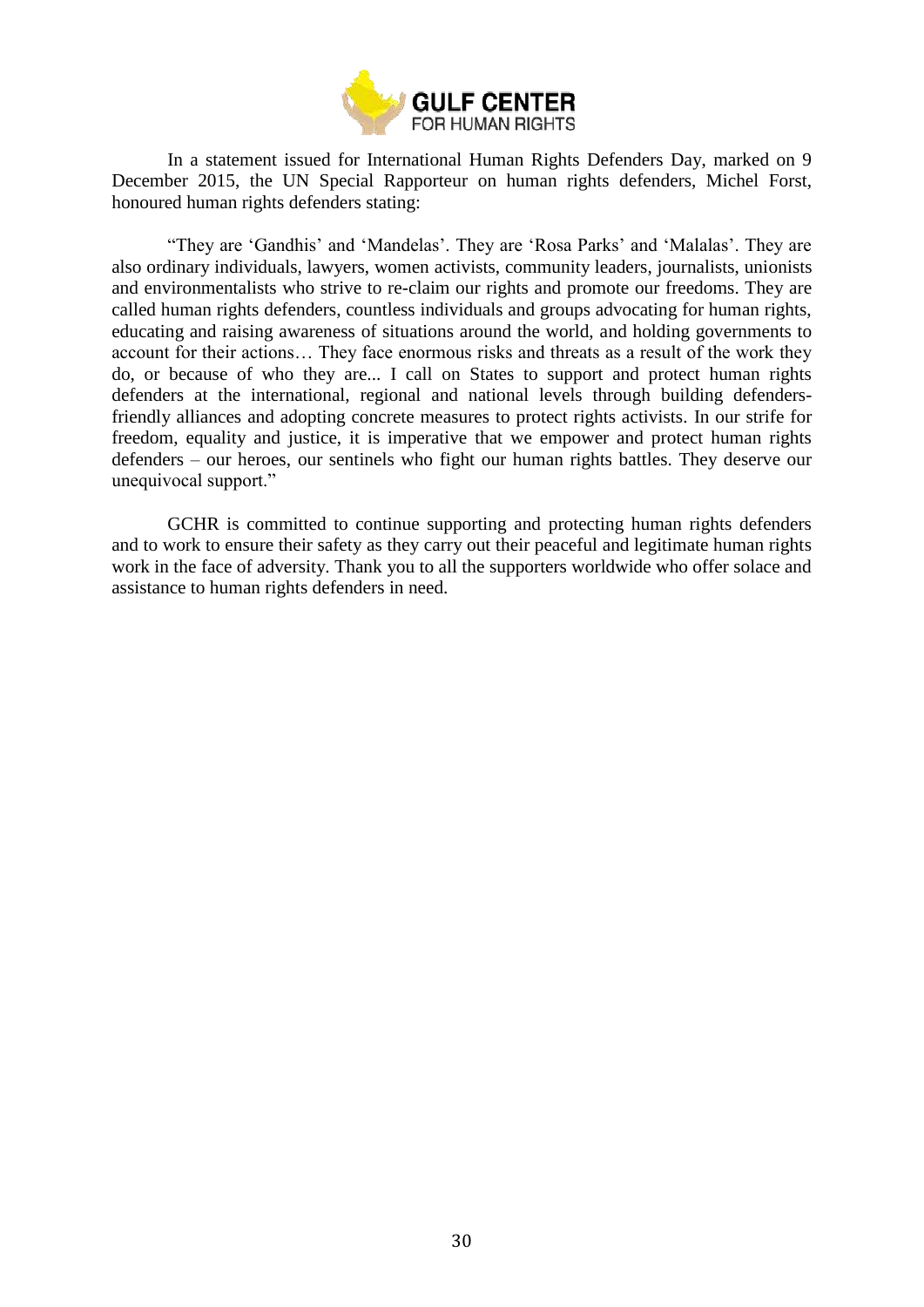In a statement issued for International Human Rights Defenders Day, marked on 9 December 2015, the UN Special Rapporteur on human rights defenders, Michel Forst, honoured human rights defenders stating:

"They are 'Gandhis' and 'Mandelas'. They are 'Rosa Parks' and 'Malalas'. They are also ordinary individuals, lawyers, women activists, community leaders, journalists, unionists and environmentalists who strive to re-claim our rights and promote our freedoms. They are called human rights defenders, countless individuals and groups advocating for human rights, educating and raising awareness of situations around the world, and holding governments to account for their actions… They face enormous risks and threats as a result of the work they do, or because of who they are... I call on States to support and protect human rights defenders at the international, regional and national levels through building defenders-friendly alliances and adopting concrete measures to protect rights activists. In our strife for freedom, equality and justice, it is imperative that we empower and protect human rights defenders – our heroes, our sentinels who fight our human rights battles. They deserve our unequivocal support."

GCHR is committed to continue supporting and protecting human rights defenders and to work to ensure their safety as they carry out their peaceful and legitimate human rights work in the face of adversity. Thank you to all the supporters worldwide who offer solace and assistance to human rights defenders in need.